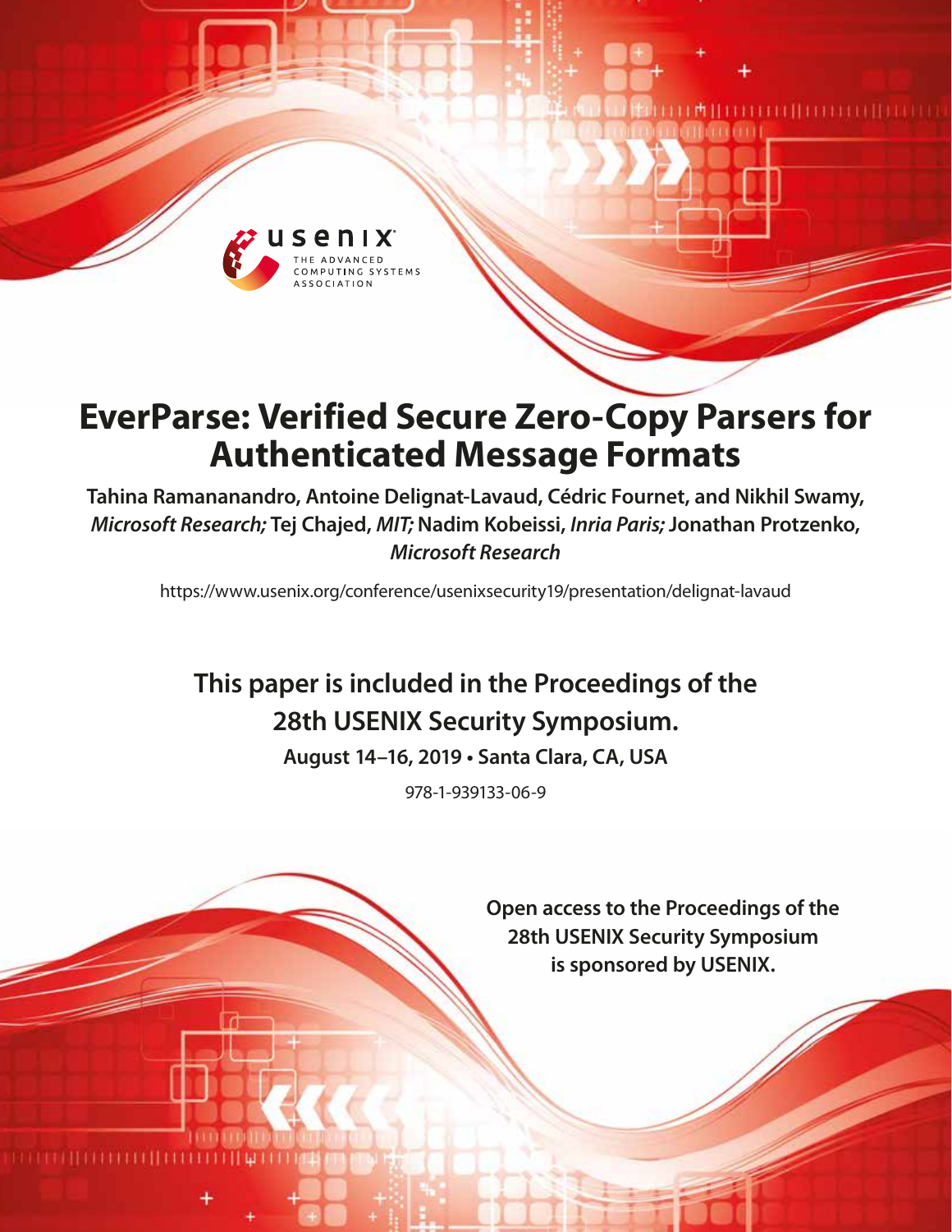# EverParse: Verified Secure Zero-Copy Parsers for Authenticated Message Formats

**Tahina Ramananandro, Antoine Delignat-Lavaud, Cédric Fournet, and Nikhil Swamy,** ***Microsoft Research;*** **Tej Chajed,** ***MIT;*** **Nadim Kobeissi,** ***Inria Paris;*** **Jonathan Protzenko,** ***Microsoft Research***

https://www.usenix.org/conference/usenixsecurity19/presentation/delignat-lavaud

**This paper is included in the Proceedings of the 28th USENIX Security Symposium.**

**August 14–16, 2019 • Santa Clara, CA, USA**

978-1-939133-06-9

**Open access to the Proceedings of the 28th USENIX Security Symposium is sponsored by USENIX.**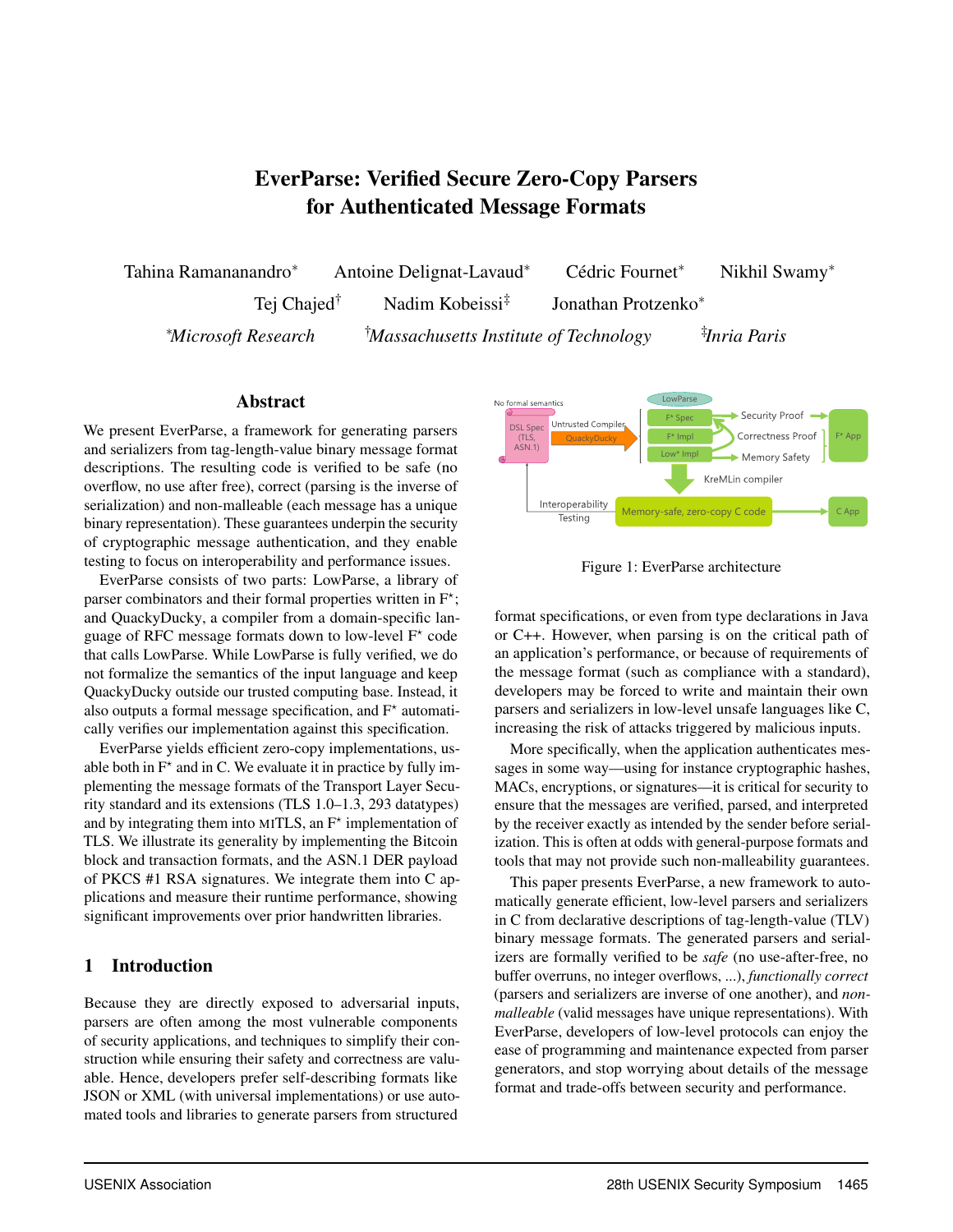# EverParse: Verified Secure Zero-Copy Parsers for Authenticated Message Formats

Tahina Ramananandro* Antoine Delignat-Lavaud* Cédric Fournet* Nikhil Swamy* Tej Chajed† Nadim Kobeissi‡ Jonathan Protzenko*

*Microsoft Research †Massachusetts Institute of Technology ‡Inria Paris

## Abstract

We present EverParse, a framework for generating parsers and serializers from tag-length-value binary message format descriptions. The resulting code is verified to be safe (no overflow, no use after free), correct (parsing is the inverse of serialization) and non-malleable (each message has a unique binary representation). These guarantees underpin the security of cryptographic message authentication, and they enable testing to focus on interoperability and performance issues.

EverParse consists of two parts: LowParse, a library of parser combinators and their formal properties written in F*; and QuackyDucky, a compiler from a domain-specific language of RFC message formats down to low-level F* code that calls LowParse. While LowParse is fully verified, we do not formalize the semantics of the input language and keep QuackyDucky outside our trusted computing base. Instead, it also outputs a formal message specification, and F* automatically verifies our implementation against this specification.

EverParse yields efficient zero-copy implementations, usable both in F* and in C. We evaluate it in practice by fully implementing the message formats of the Transport Layer Security standard and its extensions (TLS 1.0–1.3, 293 datatypes) and by integrating them into MITLS, an F* implementation of TLS. We illustrate its generality by implementing the Bitcoin block and transaction formats, and the ASN.1 DER payload of PKCS #1 RSA signatures. We integrate them into C applications and measure their runtime performance, showing significant improvements over prior handwritten libraries.

## 1 Introduction

Because they are directly exposed to adversarial inputs, parsers are often among the most vulnerable components of security applications, and techniques to simplify their construction while ensuring their safety and correctness are valuable. Hence, developers prefer self-describing formats like JSON or XML (with universal implementations) or use automated tools and libraries to generate parsers from structured format specifications, or even from type declarations in Java or C++. However, when parsing is on the critical path of an application's performance, or because of requirements of the message format (such as compliance with a standard), developers may be forced to write and maintain their own parsers and serializers in low-level unsafe languages like C, increasing the risk of attacks triggered by malicious inputs.

More specifically, when the application authenticates messages in some way—using for instance cryptographic hashes, MACs, encryptions, or signatures—it is critical for security to ensure that the messages are verified, parsed, and interpreted by the receiver exactly as intended by the sender before serialization. This is often at odds with general-purpose formats and tools that may not provide such non-malleability guarantees.

This paper presents EverParse, a new framework to automatically generate efficient, low-level parsers and serializers in C from declarative descriptions of tag-length-value (TLV) binary message formats. The generated parsers and serializers are formally verified to be *safe* (no use-after-free, no buffer overruns, no integer overflows, ...), *functionally correct* (parsers and serializers are inverse of one another), and *non-malleable* (valid messages have unique representations). With EverParse, developers of low-level protocols can enjoy the ease of programming and maintenance expected from parser generators, and stop worrying about details of the message format and trade-offs between security and performance.

Figure 1: EverParse architecture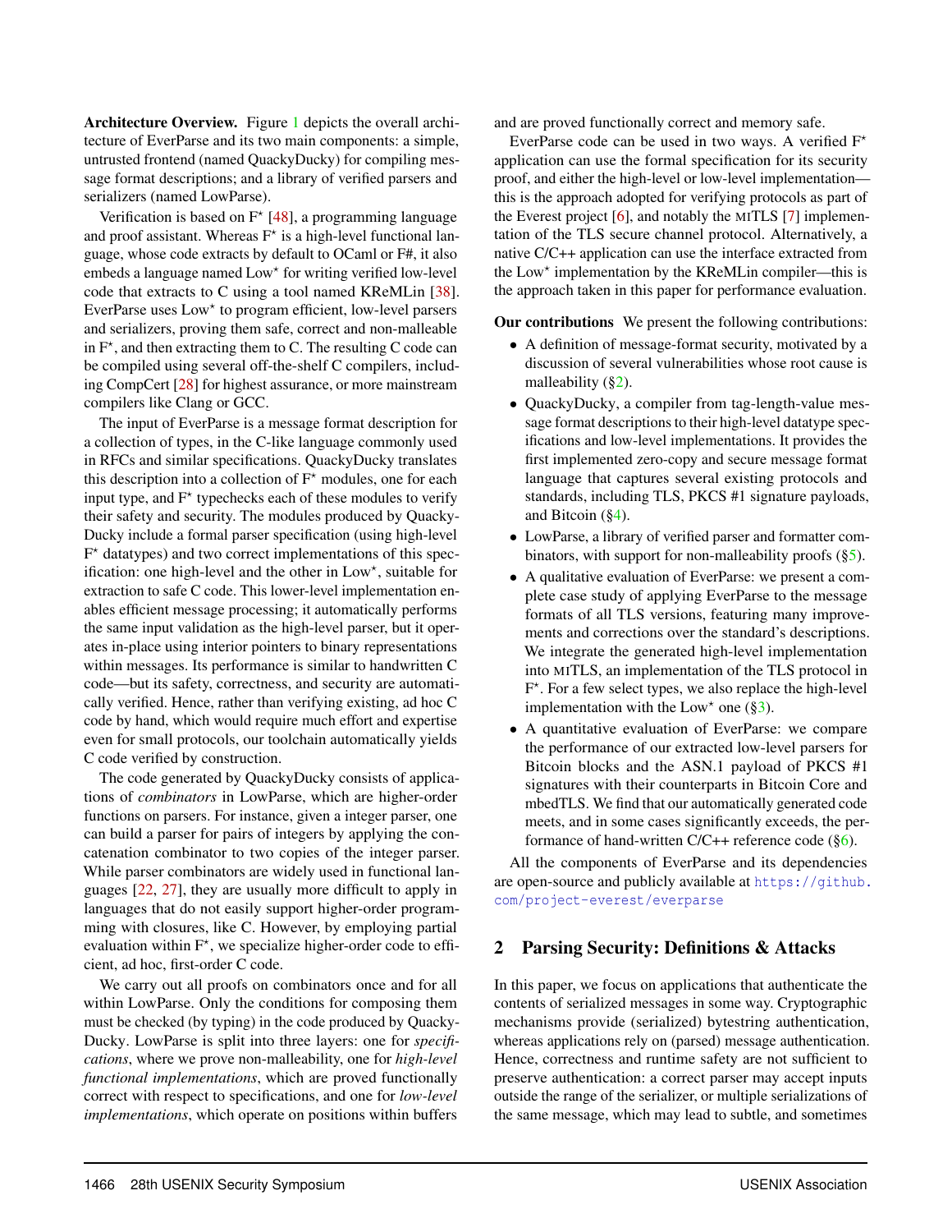**Architecture Overview.** Figure 1 depicts the overall architecture of EverParse and its two main components: a simple, untrusted frontend (named QuackyDucky) for compiling message format descriptions; and a library of verified parsers and serializers (named LowParse).

Verification is based on F⋆ [48], a programming language and proof assistant. Whereas F⋆ is a high-level functional language, whose code extracts by default to OCaml or F#, it also embeds a language named Low⋆ for writing verified low-level code that extracts to C using a tool named KReMLin [38]. EverParse uses Low⋆ to program efficient, low-level parsers and serializers, proving them safe, correct and non-malleable in F⋆, and then extracting them to C. The resulting C code can be compiled using several off-the-shelf C compilers, including CompCert [28] for highest assurance, or more mainstream compilers like Clang or GCC.

The input of EverParse is a message format description for a collection of types, in the C-like language commonly used in RFCs and similar specifications. QuackyDucky translates this description into a collection of F⋆ modules, one for each input type, and F⋆ typechecks each of these modules to verify their safety and security. The modules produced by QuackyDucky include a formal parser specification (using high-level F⋆ datatypes) and two correct implementations of this specification: one high-level and the other in Low⋆, suitable for extraction to safe C code. This lower-level implementation enables efficient message processing; it automatically performs the same input validation as the high-level parser, but it operates in-place using interior pointers to binary representations within messages. Its performance is similar to handwritten C code—but its safety, correctness, and security are automatically verified. Hence, rather than verifying existing, ad hoc C code by hand, which would require much effort and expertise even for small protocols, our toolchain automatically yields C code verified by construction.

The code generated by QuackyDucky consists of applications of *combinators* in LowParse, which are higher-order functions on parsers. For instance, given a integer parser, one can build a parser for pairs of integers by applying the concatenation combinator to two copies of the integer parser. While parser combinators are widely used in functional languages [22, 27], they are usually more difficult to apply in languages that do not easily support higher-order programming with closures, like C. However, by employing partial evaluation within F⋆, we specialize higher-order code to efficient, ad hoc, first-order C code.

We carry out all proofs on combinators once and for all within LowParse. Only the conditions for composing them must be checked (by typing) in the code produced by QuackyDucky. LowParse is split into three layers: one for *specifications*, where we prove non-malleability, one for *high-level functional implementations*, which are proved functionally correct with respect to specifications, and one for *low-level implementations*, which operate on positions within buffers and are proved functionally correct and memory safe.

EverParse code can be used in two ways. A verified F⋆ application can use the formal specification for its security proof, and either the high-level or low-level implementation—this is the approach adopted for verifying protocols as part of the Everest project [6], and notably the MITLS [7] implementation of the TLS secure channel protocol. Alternatively, a native C/C++ application can use the interface extracted from the Low⋆ implementation by the KReMLin compiler—this is the approach taken in this paper for performance evaluation.

**Our contributions** We present the following contributions:

- A definition of message-format security, motivated by a discussion of several vulnerabilities whose root cause is malleability (§2).
- QuackyDucky, a compiler from tag-length-value message format descriptions to their high-level datatype specifications and low-level implementations. It provides the first implemented zero-copy and secure message format language that captures several existing protocols and standards, including TLS, PKCS #1 signature payloads, and Bitcoin (§4).
- LowParse, a library of verified parser and formatter combinators, with support for non-malleability proofs (§5).
- A qualitative evaluation of EverParse: we present a complete case study of applying EverParse to the message formats of all TLS versions, featuring many improvements and corrections over the standard's descriptions. We integrate the generated high-level implementation into MITLS, an implementation of the TLS protocol in F⋆. For a few select types, we also replace the high-level implementation with the Low⋆ one (§3).
- A quantitative evaluation of EverParse: we compare the performance of our extracted low-level parsers for Bitcoin blocks and the ASN.1 payload of PKCS #1 signatures with their counterparts in Bitcoin Core and mbedTLS. We find that our automatically generated code meets, and in some cases significantly exceeds, the performance of hand-written C/C++ reference code (§6).

All the components of EverParse and its dependencies are open-source and publicly available at https://github.com/project-everest/everparse

## 2 Parsing Security: Definitions & Attacks

In this paper, we focus on applications that authenticate the contents of serialized messages in some way. Cryptographic mechanisms provide (serialized) bytestring authentication, whereas applications rely on (parsed) message authentication. Hence, correctness and runtime safety are not sufficient to preserve authentication: a correct parser may accept inputs outside the range of the serializer, or multiple serializations of the same message, which may lead to subtle, and sometimes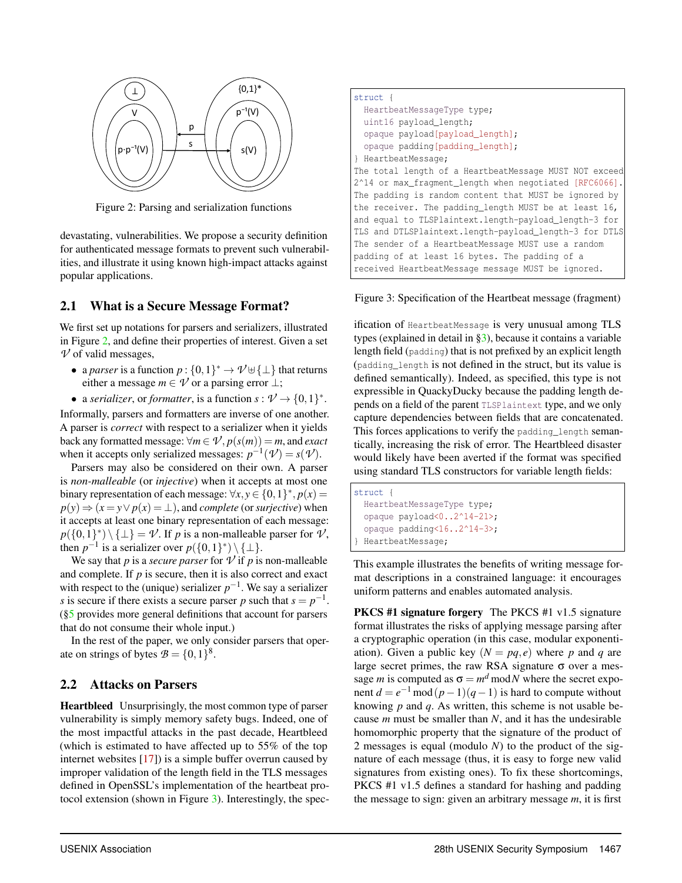Figure 2: Parsing and serialization functions

devastating, vulnerabilities. We propose a security definition for authenticated message formats to prevent such vulnerabilities, and illustrate it using known high-impact attacks against popular applications.

## 2.1 What is a Secure Message Format?

We first set up notations for parsers and serializers, illustrated in Figure 2, and define their properties of interest. Given a set $\mathcal{V}$ of valid messages,

- a *parser* is a function $p : \{0,1\}^* \to \mathcal{V} \uplus \{\bot\}$ that returns either a message $m \in \mathcal{V}$ or a parsing error $\bot$;
- a *serializer*, or *formatter*, is a function $s : \mathcal{V} \to \{0,1\}^*$.

Informally, parsers and formatters are inverse of one another. A parser is *correct* with respect to a serializer when it yields back any formatted message: $\forall m \in \mathcal{V}, p(s(m)) = m$, and *exact* when it accepts only serialized messages: $p^{-1}(\mathcal{V}) = s(\mathcal{V})$.

Parsers may also be considered on their own. A parser is *non-malleable* (or *injective*) when it accepts at most one binary representation of each message: $\forall x, y \in \{0,1\}^*, p(x) = p(y) \Rightarrow (x = y \lor p(x) = \bot)$, and *complete* (or *surjective*) when it accepts at least one binary representation of each message: $p(\{0,1\}^*) \setminus \{\bot\} = \mathcal{V}$. If $p$ is a non-malleable parser for $\mathcal{V}$, then $p^{-1}$ is a serializer over $p(\{0,1\}^*) \setminus \{\bot\}$.

We say that $p$ is a *secure parser* for $\mathcal{V}$ if $p$ is non-malleable and complete. If $p$ is secure, then it is also correct and exact with respect to the (unique) serializer $p^{-1}$. We say a serializer $s$ is secure if there exists a secure parser $p$ such that $s = p^{-1}$. (§5 provides more general definitions that account for parsers that do not consume their whole input.)

In the rest of the paper, we only consider parsers that operate on strings of bytes $\mathcal{B} = \{0,1\}^8$.

## 2.2 Attacks on Parsers

**Heartbleed** Unsurprisingly, the most common type of parser vulnerability is simply memory safety bugs. Indeed, one of the most impactful attacks in the past decade, Heartbleed (which is estimated to have affected up to 55% of the top internet websites [17]) is a simple buffer overrun caused by improper validation of the length field in the TLS messages defined in OpenSSL's implementation of the heartbeat protocol extension (shown in Figure 3). Interestingly, the specification of `HeartbeatMessage` is very unusual among TLS types (explained in detail in §3), because it contains a variable length field (`padding`) that is not prefixed by an explicit length (`padding_length` is not defined in the struct, but its value is defined semantically). Indeed, as specified, this type is not expressible in QuackyDucky because the padding length depends on a field of the parent `TLSPlaintext` type, and we only capture dependencies between fields that are concatenated. This forces applications to verify the `padding_length` semantically, increasing the risk of error. The Heartbleed disaster would likely have been averted if the format was specified using standard TLS constructors for variable length fields:

```
struct {
  HeartbeatMessageType type;
  uint16 payload_length;
  opaque payload[payload_length];
  opaque padding[padding_length];
} HeartbeatMessage;
The total length of a HeartbeatMessage MUST NOT exceed
2^14 or max_fragment_length when negotiated [RFC6066].
The padding is random content that MUST be ignored by
the receiver. The padding_length MUST be at least 16,
and equal to TLSPlaintext.length-payload_length-3 for
TLS and DTLSPlaintext.length-payload_length-3 for DTLS
The sender of a HeartbeatMessage MUST use a random
padding of at least 16 bytes. The padding of a
received HeartbeatMessage message MUST be ignored.
```

Figure 3: Specification of the Heartbeat message (fragment)

```
struct {
  HeartbeatMessageType type;
  opaque payload<0..2^14-21>;
  opaque padding<16..2^14-3>;
} HeartbeatMessage;
```

This example illustrates the benefits of writing message format descriptions in a constrained language: it encourages uniform patterns and enables automated analysis.

**PKCS #1 signature forgery** The PKCS #1 v1.5 signature format illustrates the risks of applying message parsing after a cryptographic operation (in this case, modular exponentiation). Given a public key $(N = pq, e)$ where $p$ and $q$ are large secret primes, the raw RSA signature $\sigma$ over a message $m$ is computed as $\sigma = m^d \bmod N$ where the secret exponent $d = e^{-1} \bmod (p-1)(q-1)$ is hard to compute without knowing $p$ and $q$. As written, this scheme is not usable because $m$ must be smaller than $N$, and it has the undesirable homomorphic property that the signature of the product of 2 messages is equal (modulo $N$) to the product of the signature of each message (thus, it is easy to forge new valid signatures from existing ones). To fix these shortcomings, PKCS #1 v1.5 defines a standard for hashing and padding the message to sign: given an arbitrary message $m$, it is first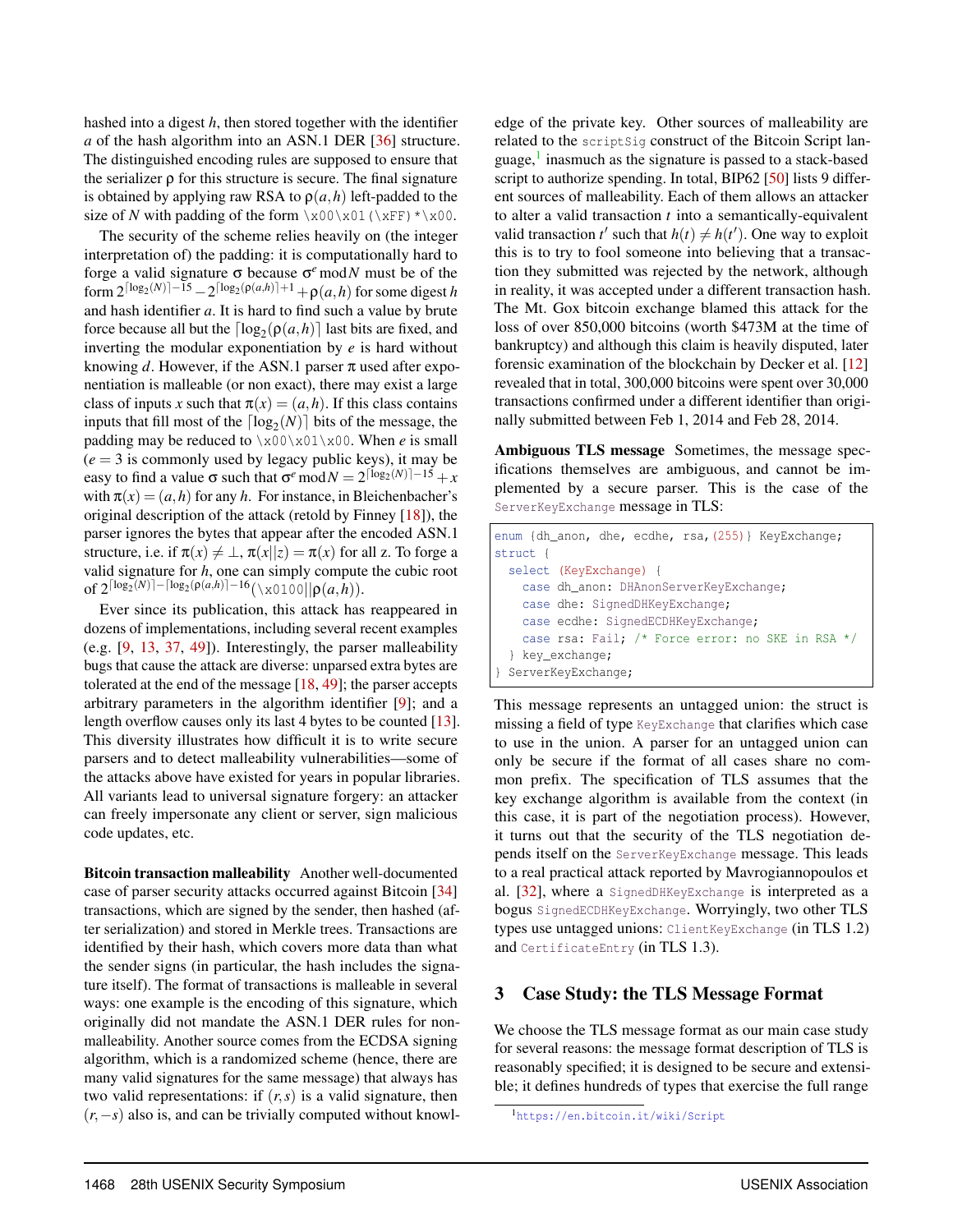hashed into a digest $h$, then stored together with the identifier $a$ of the hash algorithm into an ASN.1 DER [36] structure. The distinguished encoding rules are supposed to ensure that the serializer $\rho$ for this structure is secure. The final signature is obtained by applying raw RSA to $\rho(a,h)$ left-padded to the size of $N$ with padding of the form `\x00\x01(\xFF)*\x00`.

The security of the scheme relies heavily on (the integer interpretation of) the padding: it is computationally hard to forge a valid signature $\sigma$ because $\sigma^e \bmod N$ must be of the form $2^{\lceil \log_2(N) \rceil - 15} - 2^{\lceil \log_2(\rho(a,h)) \rceil + 1} + \rho(a,h)$ for some digest $h$ and hash identifier $a$. It is hard to find such a value by brute force because all but the $\lceil \log_2(\rho(a,h)) \rceil$ last bits are fixed, and inverting the modular exponentiation by $e$ is hard without knowing $d$. However, if the ASN.1 parser $\pi$ used after exponentiation is malleable (or non exact), there may exist a large class of inputs $x$ such that $\pi(x) = (a,h)$. If this class contains inputs that fill most of the $\lceil \log_2(N) \rceil$ bits of the message, the padding may be reduced to `\x00\x01\x00`. When $e$ is small ($e = 3$ is commonly used by legacy public keys), it may be easy to find a value $\sigma$ such that $\sigma^e \bmod N = 2^{\lceil \log_2(N) \rceil - 15} + x$ with $\pi(x) = (a,h)$ for any $h$. For instance, in Bleichenbacher's original description of the attack (retold by Finney [18]), the parser ignores the bytes that appear after the encoded ASN.1 structure, i.e. if $\pi(x) \neq \bot$, $\pi(x||z) = \pi(x)$ for all z. To forge a valid signature for $h$, one can simply compute the cubic root of $2^{\lceil \log_2(N) \rceil - \lceil \log_2(\rho(a,h)) \rceil - 16}(\text{\x0100}||\rho(a,h))$.

Ever since its publication, this attack has reappeared in dozens of implementations, including several recent examples (e.g. [9, 13, 37, 49]). Interestingly, the parser malleability bugs that cause the attack are diverse: unparsed extra bytes are tolerated at the end of the message [18, 49]; the parser accepts arbitrary parameters in the algorithm identifier [9]; and a length overflow causes only its last 4 bytes to be counted [13]. This diversity illustrates how difficult it is to write secure parsers and to detect malleability vulnerabilities—some of the attacks above have existed for years in popular libraries. All variants lead to universal signature forgery: an attacker can freely impersonate any client or server, sign malicious code updates, etc.

**Bitcoin transaction malleability** Another well-documented case of parser security attacks occurred against Bitcoin [34] transactions, which are signed by the sender, then hashed (after serialization) and stored in Merkle trees. Transactions are identified by their hash, which covers more data than what the sender signs (in particular, the hash includes the signature itself). The format of transactions is malleable in several ways: one example is the encoding of this signature, which originally did not mandate the ASN.1 DER rules for non-malleability. Another source comes from the ECDSA signing algorithm, which is a randomized scheme (hence, there are many valid signatures for the same message) that always has two valid representations: if $(r,s)$ is a valid signature, then $(r,-s)$ also is, and can be trivially computed without knowledge of the private key. Other sources of malleability are related to the `scriptSig` construct of the Bitcoin Script language,[1] inasmuch as the signature is passed to a stack-based script to authorize spending. In total, BIP62 [50] lists 9 different sources of malleability. Each of them allows an attacker to alter a valid transaction $t$ into a semantically-equivalent valid transaction $t'$ such that $h(t) \neq h(t')$. One way to exploit this is to try to fool someone into believing that a transaction they submitted was rejected by the network, although in reality, it was accepted under a different transaction hash. The Mt. Gox bitcoin exchange blamed this attack for the loss of over 850,000 bitcoins (worth \$473M at the time of bankruptcy) and although this claim is heavily disputed, later forensic examination of the blockchain by Decker et al. [12] revealed that in total, 300,000 bitcoins were spent over 30,000 transactions confirmed under a different identifier than originally submitted between Feb 1, 2014 and Feb 28, 2014.

**Ambiguous TLS message** Sometimes, the message specifications themselves are ambiguous, and cannot be implemented by a secure parser. This is the case of the `ServerKeyExchange` message in TLS:

```
enum {dh_anon, dhe, ecdhe, rsa,(255)} KeyExchange;
struct {
  select (KeyExchange) {
    case dh_anon: DHAnonServerKeyExchange;
    case dhe: SignedDHKeyExchange;
    case ecdhe: SignedECDHKeyExchange;
    case rsa: Fail; /* Force error: no SKE in RSA */
  } key_exchange;
} ServerKeyExchange;
```

This message represents an untagged union: the struct is missing a field of type `KeyExchange` that clarifies which case to use in the union. A parser for an untagged union can only be secure if the format of all cases share no common prefix. The specification of TLS assumes that the key exchange algorithm is available from the context (in this case, it is part of the negotiation process). However, it turns out that the security of the TLS negotiation depends itself on the `ServerKeyExchange` message. This leads to a real practical attack reported by Mavrogiannopoulos et al. [32], where a `SignedDHKeyExchange` is interpreted as a bogus `SignedECDHKeyExchange`. Worryingly, two other TLS types use untagged unions: `ClientKeyExchange` (in TLS 1.2) and `CertificateEntry` (in TLS 1.3).

## 3 Case Study: the TLS Message Format

We choose the TLS message format as our main case study for several reasons: the message format description of TLS is reasonably specified; it is designed to be secure and extensible; it defines hundreds of types that exercise the full range

[1] https://en.bitcoin.it/wiki/Script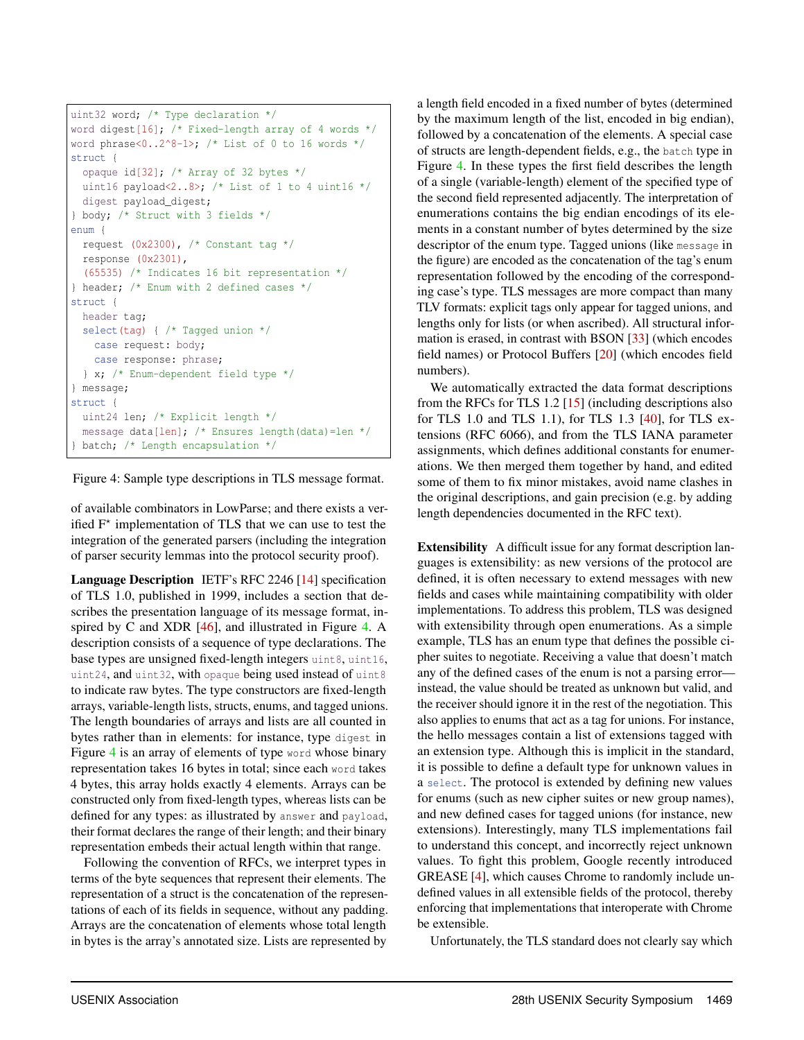```
uint32 word; /* Type declaration */
word digest[16]; /* Fixed-length array of 4 words */
word phrase<0..2^8-1>; /* List of 0 to 16 words */
struct {
  opaque id[32]; /* Array of 32 bytes */
  uint16 payload<2..8>; /* List of 1 to 4 uint16 */
  digest payload_digest;
} body; /* Struct with 3 fields */
enum {
  request (0x2300), /* Constant tag */
  response (0x2301),
  (65535) /* Indicates 16 bit representation */
} header; /* Enum with 2 defined cases */
struct {
  header tag;
  select(tag) { /* Tagged union */
    case request: body;
    case response: phrase;
  } x; /* Enum-dependent field type */
} message;
struct {
  uint24 len; /* Explicit length */
  message data[len]; /* Ensures length(data)=len */
} batch; /* Length encapsulation */
```

Figure 4: Sample type descriptions in TLS message format.

of available combinators in LowParse; and there exists a verified F* implementation of TLS that we can use to test the integration of the generated parsers (including the integration of parser security lemmas into the protocol security proof).

**Language Description** IETF's RFC 2246 [14] specification of TLS 1.0, published in 1999, includes a section that describes the presentation language of its message format, inspired by C and XDR [46], and illustrated in Figure 4. A description consists of a sequence of type declarations. The base types are unsigned fixed-length integers `uint8`, `uint16`, `uint24`, and `uint32`, with `opaque` being used instead of `uint8` to indicate raw bytes. The type constructors are fixed-length arrays, variable-length lists, structs, enums, and tagged unions. The length boundaries of arrays and lists are all counted in bytes rather than in elements: for instance, type `digest` in Figure 4 is an array of elements of type `word` whose binary representation takes 16 bytes in total; since each `word` takes 4 bytes, this array holds exactly 4 elements. Arrays can be constructed only from fixed-length types, whereas lists can be defined for any types: as illustrated by `answer` and `payload`, their format declares the range of their length; and their binary representation embeds their actual length within that range.

Following the convention of RFCs, we interpret types in terms of the byte sequences that represent their elements. The representation of a struct is the concatenation of the representations of each of its fields in sequence, without any padding. Arrays are the concatenation of elements whose total length in bytes is the array's annotated size. Lists are represented by a length field encoded in a fixed number of bytes (determined by the maximum length of the list, encoded in big endian), followed by a concatenation of the elements. A special case of structs are length-dependent fields, e.g., the `batch` type in Figure 4. In these types the first field describes the length of a single (variable-length) element of the specified type of the second field represented adjacently. The interpretation of enumerations contains the big endian encodings of its elements in a constant number of bytes determined by the size descriptor of the enum type. Tagged unions (like `message` in the figure) are encoded as the concatenation of the tag's enum representation followed by the encoding of the corresponding case's type. TLS messages are more compact than many TLV formats: explicit tags only appear for tagged unions, and lengths only for lists (or when ascribed). All structural information is erased, in contrast with BSON [33] (which encodes field names) or Protocol Buffers [20] (which encodes field numbers).

We automatically extracted the data format descriptions from the RFCs for TLS 1.2 [15] (including descriptions also for TLS 1.0 and TLS 1.1), for TLS 1.3 [40], for TLS extensions (RFC 6066), and from the TLS IANA parameter assignments, which defines additional constants for enumerations. We then merged them together by hand, and edited some of them to fix minor mistakes, avoid name clashes in the original descriptions, and gain precision (e.g. by adding length dependencies documented in the RFC text).

**Extensibility** A difficult issue for any format description languages is extensibility: as new versions of the protocol are defined, it is often necessary to extend messages with new fields and cases while maintaining compatibility with older implementations. To address this problem, TLS was designed with extensibility through open enumerations. As a simple example, TLS has an enum type that defines the possible cipher suites to negotiate. Receiving a value that doesn't match any of the defined cases of the enum is not a parsing error—instead, the value should be treated as unknown but valid, and the receiver should ignore it in the rest of the negotiation. This also applies to enums that act as a tag for unions. For instance, the hello messages contain a list of extensions tagged with an extension type. Although this is implicit in the standard, it is possible to define a default type for unknown values in a `select`. The protocol is extended by defining new values for enums (such as new cipher suites or new group names), and new defined cases for tagged unions (for instance, new extensions). Interestingly, many TLS implementations fail to understand this concept, and incorrectly reject unknown values. To fight this problem, Google recently introduced GREASE [4], which causes Chrome to randomly include undefined values in all extensible fields of the protocol, thereby enforcing that implementations that interoperate with Chrome be extensible.

Unfortunately, the TLS standard does not clearly say which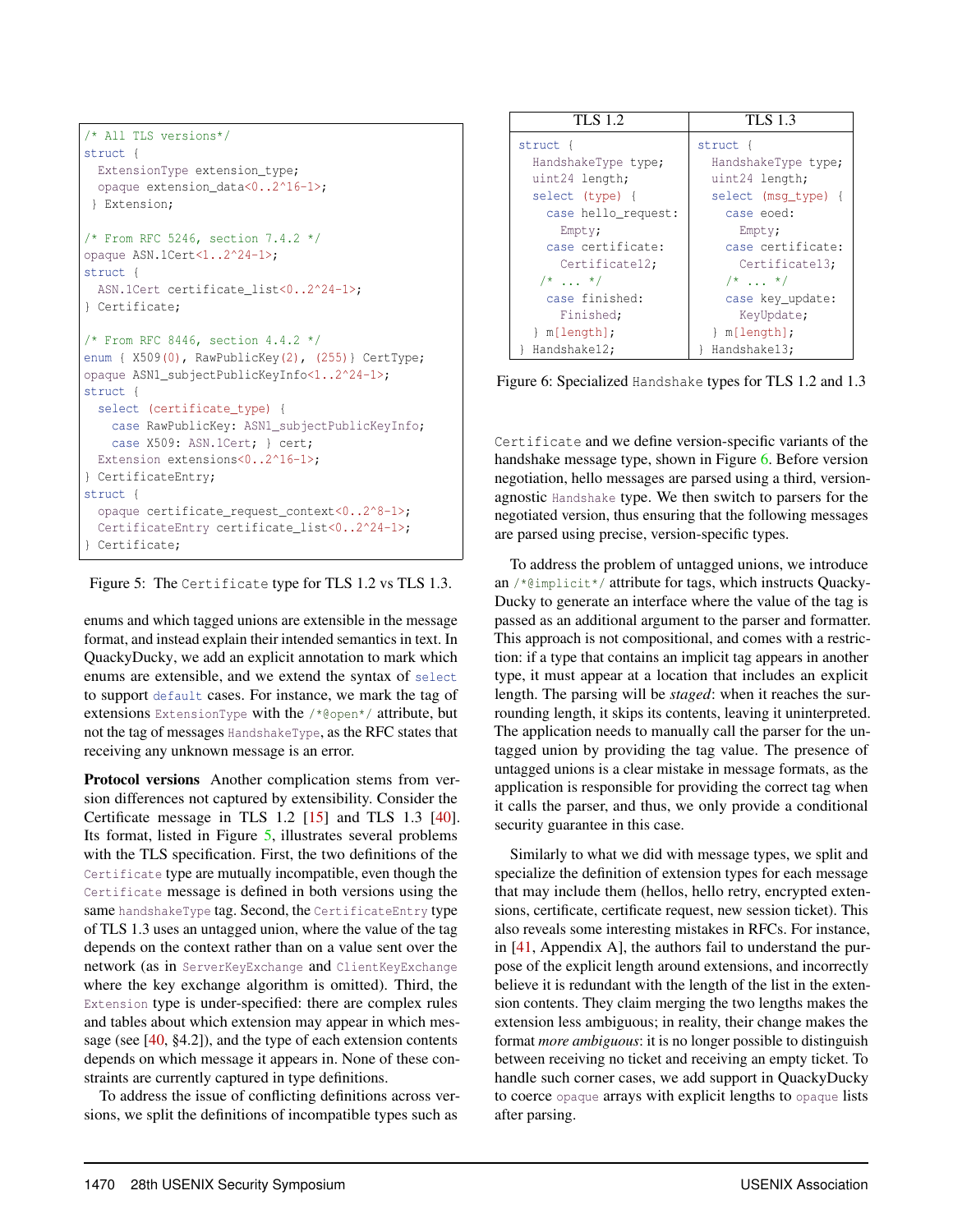```
/* All TLS versions*/
struct {
  ExtensionType extension_type;
  opaque extension_data<0..2^16-1>;
 } Extension;

/* From RFC 5246, section 7.4.2 */
opaque ASN.1Cert<1..2^24-1>;
struct {
  ASN.1Cert certificate_list<0..2^24-1>;
} Certificate;

/* From RFC 8446, section 4.4.2 */
enum { X509(0), RawPublicKey(2), (255)} CertType;
opaque ASN1_subjectPublicKeyInfo<1..2^24-1>;
struct {
  select (certificate_type) {
    case RawPublicKey: ASN1_subjectPublicKeyInfo;
    case X509: ASN.1Cert; } cert;
  Extension extensions<0..2^16-1>;
} CertificateEntry;
struct {
  opaque certificate_request_context<0..2^8-1>;
  CertificateEntry certificate_list<0..2^24-1>;
} Certificate;
```

Figure 5: The `Certificate` type for TLS 1.2 vs TLS 1.3.

enums and which tagged unions are extensible in the message format, and instead explain their intended semantics in text. In QuackyDucky, we add an explicit annotation to mark which enums are extensible, and we extend the syntax of `select` to support `default` cases. For instance, we mark the tag of extensions `ExtensionType` with the `/*@open*/` attribute, but not the tag of messages `HandshakeType`, as the RFC states that receiving any unknown message is an error.

**Protocol versions** Another complication stems from version differences not captured by extensibility. Consider the Certificate message in TLS 1.2 [15] and TLS 1.3 [40]. Its format, listed in Figure 5, illustrates several problems with the TLS specification. First, the two definitions of the `Certificate` type are mutually incompatible, even though the `Certificate` message is defined in both versions using the same `handshakeType` tag. Second, the `CertificateEntry` type of TLS 1.3 uses an untagged union, where the value of the tag depends on the context rather than on a value sent over the network (as in `ServerKeyExchange` and `ClientKeyExchange` where the key exchange algorithm is omitted). Third, the `Extension` type is under-specified: there are complex rules and tables about which extension may appear in which message (see [40, §4.2]), and the type of each extension contents depends on which message it appears in. None of these constraints are currently captured in type definitions.

To address the issue of conflicting definitions across versions, we split the definitions of incompatible types such as `Certificate` and we define version-specific variants of the handshake message type, shown in Figure 6. Before version negotiation, hello messages are parsed using a third, version-agnostic `Handshake` type. We then switch to parsers for the negotiated version, thus ensuring that the following messages are parsed using precise, version-specific types.

| TLS 1.2 | TLS 1.3 |
|---|---|
| `struct {`<br>`  HandshakeType type;`<br>`  uint24 length;`<br>`  select (type) {`<br>`    case hello_request:`<br>`      Empty;`<br>`    case certificate:`<br>`      Certificate12;`<br>`   /* ... */`<br>`    case finished:`<br>`      Finished;`<br>`  } m[length];`<br>`} Handshake12;` | `struct {`<br>`  HandshakeType type;`<br>`  uint24 length;`<br>`  select (msg_type) {`<br>`    case eoed:`<br>`      Empty;`<br>`    case certificate:`<br>`      Certificate13;`<br>`    /* ... */`<br>`    case key_update:`<br>`      KeyUpdate;`<br>`  } m[length];`<br>`} Handshake13;` |

Figure 6: Specialized `Handshake` types for TLS 1.2 and 1.3

To address the problem of untagged unions, we introduce an `/*@implicit*/` attribute for tags, which instructs QuackyDucky to generate an interface where the value of the tag is passed as an additional argument to the parser and formatter. This approach is not compositional, and comes with a restriction: if a type that contains an implicit tag appears in another type, it must appear at a location that includes an explicit length. The parsing will be *staged*: when it reaches the surrounding length, it skips its contents, leaving it uninterpreted. The application needs to manually call the parser for the untagged union by providing the tag value. The presence of untagged unions is a clear mistake in message formats, as the application is responsible for providing the correct tag when it calls the parser, and thus, we only provide a conditional security guarantee in this case.

Similarly to what we did with message types, we split and specialize the definition of extension types for each message that may include them (hellos, hello retry, encrypted extensions, certificate, certificate request, new session ticket). This also reveals some interesting mistakes in RFCs. For instance, in [41, Appendix A], the authors fail to understand the purpose of the explicit length around extensions, and incorrectly believe it is redundant with the length of the list in the extension contents. They claim merging the two lengths makes the extension less ambiguous; in reality, their change makes the format *more ambiguous*: it is no longer possible to distinguish between receiving no ticket and receiving an empty ticket. To handle such corner cases, we add support in QuackyDucky to coerce `opaque` arrays with explicit lengths to `opaque` lists after parsing.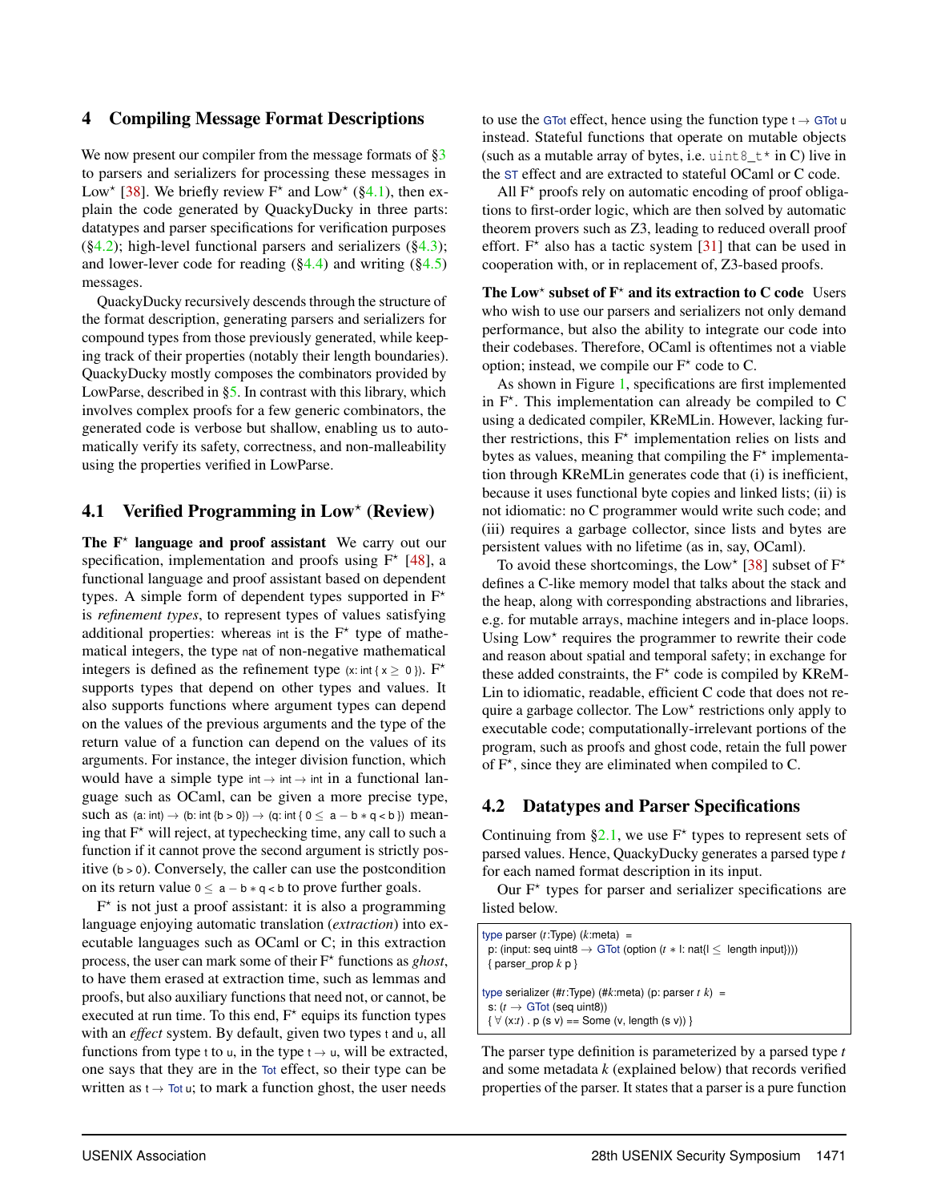## 4 Compiling Message Format Descriptions

We now present our compiler from the message formats of §3 to parsers and serializers for processing these messages in Low* [38]. We briefly review F* and Low* (§4.1), then explain the code generated by QuackyDucky in three parts: datatypes and parser specifications for verification purposes (§4.2); high-level functional parsers and serializers (§4.3); and lower-lever code for reading (§4.4) and writing (§4.5) messages.

QuackyDucky recursively descends through the structure of the format description, generating parsers and serializers for compound types from those previously generated, while keeping track of their properties (notably their length boundaries). QuackyDucky mostly composes the combinators provided by LowParse, described in §5. In contrast with this library, which involves complex proofs for a few generic combinators, the generated code is verbose but shallow, enabling us to automatically verify its safety, correctness, and non-malleability using the properties verified in LowParse.

### 4.1 Verified Programming in Low* (Review)

**The F* language and proof assistant** We carry out our specification, implementation and proofs using F* [48], a functional language and proof assistant based on dependent types. A simple form of dependent types supported in F* is *refinement types*, to represent types of values satisfying additional properties: whereas int is the F* type of mathematical integers, the type nat of non-negative mathematical integers is defined as the refinement type (x: int { $x \geq 0$ }). F* supports types that depend on other types and values. It also supports functions where argument types can depend on the values of the previous arguments and the type of the return value of a function can depend on the values of its arguments. For instance, the integer division function, which would have a simple type int → int → int in a functional language such as OCaml, can be given a more precise type, such as (a: int) → (b: int {b > 0}) → (q: int { $0 \leq a - b * q < b$ }) meaning that F* will reject, at typechecking time, any call to such a function if it cannot prove the second argument is strictly positive ($b > 0$). Conversely, the caller can use the postcondition on its return value $0 \leq a - b * q < b$ to prove further goals.

F* is not just a proof assistant: it is also a programming language enjoying automatic translation (*extraction*) into executable languages such as OCaml or C; in this extraction process, the user can mark some of their F* functions as *ghost*, to have them erased at extraction time, such as lemmas and proofs, but also auxiliary functions that need not, or cannot, be executed at run time. To this end, F* equips its function types with an *effect* system. By default, given two types t and u, all functions from type t to u, in the type t → u, will be extracted, one says that they are in the Tot effect, so their type can be written as t → Tot u; to mark a function ghost, the user needs to use the GTot effect, hence using the function type t → GTot u instead. Stateful functions that operate on mutable objects (such as a mutable array of bytes, i.e. `uint8_t*` in C) live in the ST effect and are extracted to stateful OCaml or C code.

All F* proofs rely on automatic encoding of proof obligations to first-order logic, which are then solved by automatic theorem provers such as Z3, leading to reduced overall proof effort. F* also has a tactic system [31] that can be used in cooperation with, or in replacement of, Z3-based proofs.

**The Low* subset of F* and its extraction to C code** Users who wish to use our parsers and serializers not only demand performance, but also the ability to integrate our code into their codebases. Therefore, OCaml is oftentimes not a viable option; instead, we compile our F* code to C.

As shown in Figure 1, specifications are first implemented in F*. This implementation can already be compiled to C using a dedicated compiler, KReMLin. However, lacking further restrictions, this F* implementation relies on lists and bytes as values, meaning that compiling the F* implementation through KReMLin generates code that (i) is inefficient, because it uses functional byte copies and linked lists; (ii) is not idiomatic: no C programmer would write such code; and (iii) requires a garbage collector, since lists and bytes are persistent values with no lifetime (as in, say, OCaml).

To avoid these shortcomings, the Low* [38] subset of F* defines a C-like memory model that talks about the stack and the heap, along with corresponding abstractions and libraries, e.g. for mutable arrays, machine integers and in-place loops. Using Low* requires the programmer to rewrite their code and reason about spatial and temporal safety; in exchange for these added constraints, the F* code is compiled by KReMLin to idiomatic, readable, efficient C code that does not require a garbage collector. The Low* restrictions only apply to executable code; computationally-irrelevant portions of the program, such as proofs and ghost code, retain the full power of F*, since they are eliminated when compiled to C.

### 4.2 Datatypes and Parser Specifications

Continuing from §2.1, we use F* types to represent sets of parsed values. Hence, QuackyDucky generates a parsed type *t* for each named format description in its input.

Our F* types for parser and serializer specifications are listed below.

```
type parser (t:Type) (k:meta) =
  p: (input: seq uint8 → GTot (option (t ∗ l: nat{l ≤ length input})))
  { parser_prop k p }

type serializer (#t:Type) (#k:meta) (p: parser t k) =
  s: (t → GTot (seq uint8))
  { ∀ (x:t) . p (s v) == Some (v, length (s v)) }
```

The parser type definition is parameterized by a parsed type *t* and some metadata *k* (explained below) that records verified properties of the parser. It states that a parser is a pure function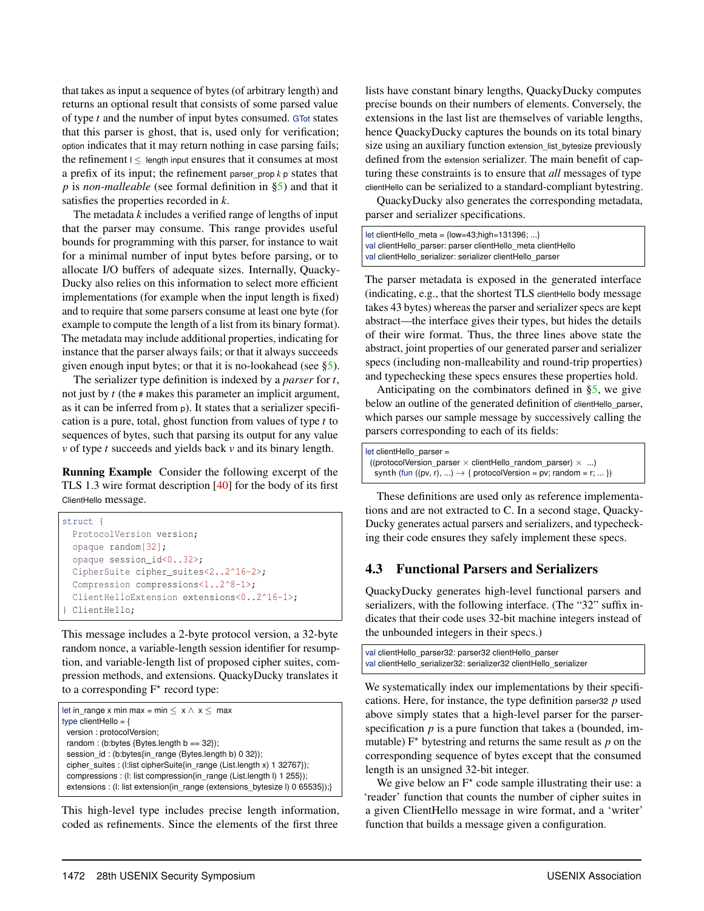that takes as input a sequence of bytes (of arbitrary length) and returns an optional result that consists of some parsed value of type *t* and the number of input bytes consumed. GTot states that this parser is ghost, that is, used only for verification; option indicates that it may return nothing in case parsing fails; the refinement l ≤ length input ensures that it consumes at most a prefix of its input; the refinement parser_prop *k* p states that *p* is *non-malleable* (see formal definition in §5) and that it satisfies the properties recorded in *k*.

The metadata *k* includes a verified range of lengths of input that the parser may consume. This range provides useful bounds for programming with this parser, for instance to wait for a minimal number of input bytes before parsing, or to allocate I/O buffers of adequate sizes. Internally, QuackyDucky also relies on this information to select more efficient implementations (for example when the input length is fixed) and to require that some parsers consume at least one byte (for example to compute the length of a list from its binary format). The metadata may include additional properties, indicating for instance that the parser always fails; or that it always succeeds given enough input bytes; or that it is no-lookahead (see §5).

The serializer type definition is indexed by a *parser* for *t*, not just by *t* (the # makes this parameter an implicit argument, as it can be inferred from p). It states that a serializer specification is a pure, total, ghost function from values of type *t* to sequences of bytes, such that parsing its output for any value *v* of type *t* succeeds and yields back *v* and its binary length.

**Running Example** Consider the following excerpt of the TLS 1.3 wire format description [40] for the body of its first ClientHello message.

```
struct {
  ProtocolVersion version;
  opaque random[32];
  opaque session_id<0..32>;
  CipherSuite cipher_suites<2..2^16-2>;
  Compression compressions<1..2^8-1>;
  ClientHelloExtension extensions<0..2^16-1>;
} ClientHello;
```

This message includes a 2-byte protocol version, a 32-byte random nonce, a variable-length session identifier for resumption, and variable-length list of proposed cipher suites, compression methods, and extensions. QuackyDucky translates it to a corresponding F* record type:

```
let in_range x min max = min ≤ x ∧ x ≤ max
type clientHello = {
  version : protocolVersion;
  random : (b:bytes {Bytes.length b == 32});
  session_id : (b:bytes{in_range (Bytes.length b) 0 32});
  cipher_suites : (l:list cipherSuite{in_range (List.length x) 1 32767});
  compressions : (l: list compression{in_range (List.length l) 1 255});
  extensions : (l: list extension{in_range (extensions_bytesize l) 0 65535});}
```

This high-level type includes precise length information, coded as refinements. Since the elements of the first three lists have constant binary lengths, QuackyDucky computes precise bounds on their numbers of elements. Conversely, the extensions in the last list are themselves of variable lengths, hence QuackyDucky captures the bounds on its total binary size using an auxiliary function extension_list_bytesize previously defined from the extension serializer. The main benefit of capturing these constraints is to ensure that *all* messages of type clientHello can be serialized to a standard-compliant bytestring.

QuackyDucky also generates the corresponding metadata, parser and serializer specifications.

```
let clientHello_meta = {low=43;high=131396; ...}
val clientHello_parser: parser clientHello_meta clientHello
val clientHello_serializer: serializer clientHello_parser
```

The parser metadata is exposed in the generated interface (indicating, e.g., that the shortest TLS clientHello body message takes 43 bytes) whereas the parser and serializer specs are kept abstract—the interface gives their types, but hides the details of their wire format. Thus, the three lines above state the abstract, joint properties of our generated parser and serializer specs (including non-malleability and round-trip properties) and typechecking these specs ensures these properties hold.

Anticipating on the combinators defined in §5, we give below an outline of the generated definition of clientHello_parser, which parses our sample message by successively calling the parsers corresponding to each of its fields:

```
let clientHello_parser =
  ((protocolVersion_parser × clientHello_random_parser) × ...)
  synth (fun ((pv, r), ...) → { protocolVersion = pv; random = r; ... })
```

These definitions are used only as reference implementations and are not extracted to C. In a second stage, QuackyDucky generates actual parsers and serializers, and typechecking their code ensures they safely implement these specs.

## 4.3 Functional Parsers and Serializers

QuackyDucky generates high-level functional parsers and serializers, with the following interface. (The "32" suffix indicates that their code uses 32-bit machine integers instead of the unbounded integers in their specs.)

```
val clientHello_parser32: parser32 clientHello_parser
val clientHello_serializer32: serializer32 clientHello_serializer
```

We systematically index our implementations by their specifications. Here, for instance, the type definition parser32 *p* used above simply states that a high-level parser for the parser-specification *p* is a pure function that takes a (bounded, immutable) F* bytestring and returns the same result as *p* on the corresponding sequence of bytes except that the consumed length is an unsigned 32-bit integer.

We give below an F* code sample illustrating their use: a 'reader' function that counts the number of cipher suites in a given ClientHello message in wire format, and a 'writer' function that builds a message given a configuration.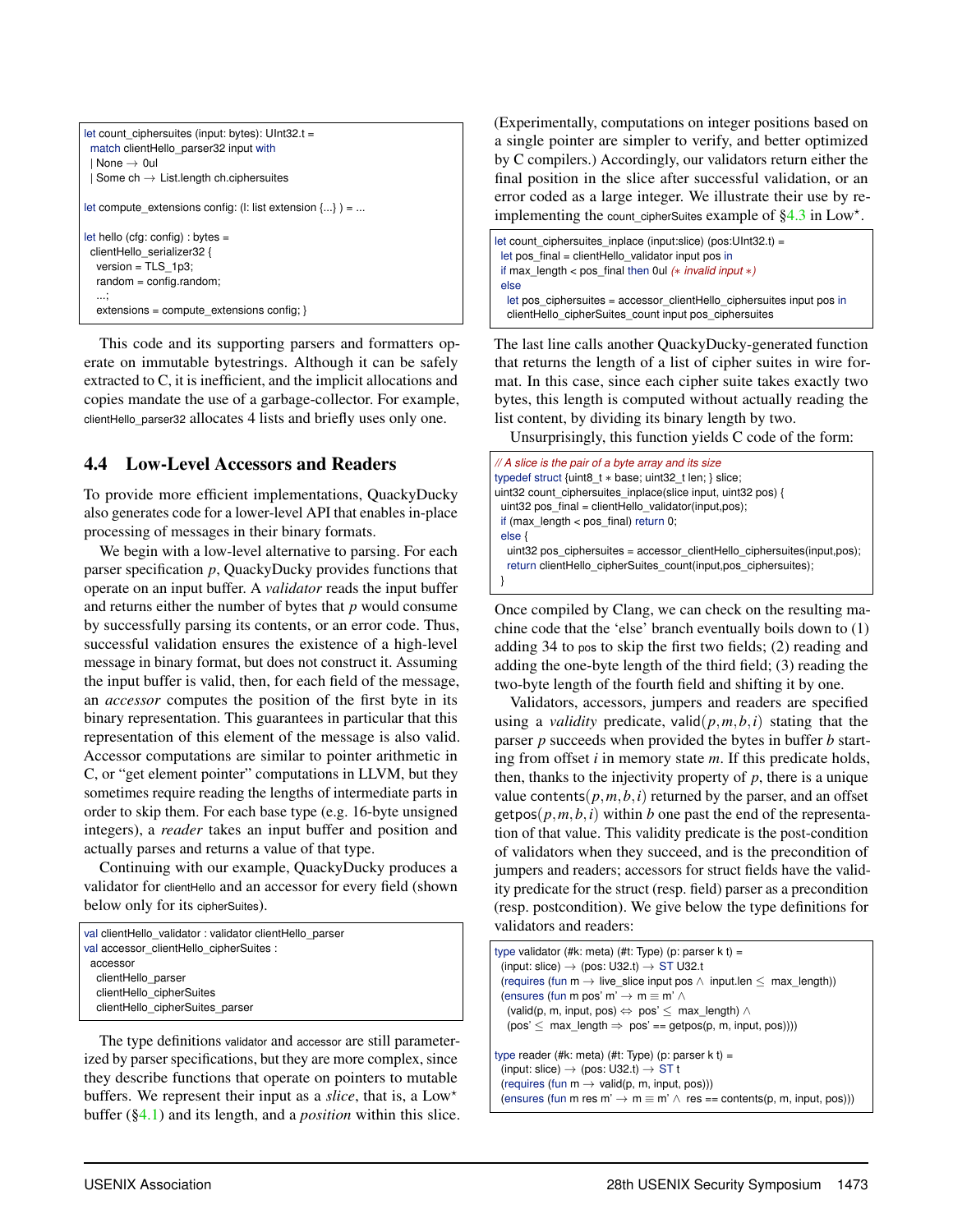```
let count_ciphersuites (input: bytes): UInt32.t =
  match clientHello_parser32 input with
  | None → 0ul
  | Some ch → List.length ch.ciphersuites

let compute_extensions config: (l: list extension {...} ) = ...

let hello (cfg: config) : bytes =
 clientHello_serializer32 {
   version = TLS_1p3;
   random = config.random;
   ...;
   extensions = compute_extensions config; }
```

This code and its supporting parsers and formatters operate on immutable bytestrings. Although it can be safely extracted to C, it is inefficient, and the implicit allocations and copies mandate the use of a garbage-collector. For example, clientHello_parser32 allocates 4 lists and briefly uses only one.

## 4.4 Low-Level Accessors and Readers

To provide more efficient implementations, QuackyDucky also generates code for a lower-level API that enables in-place processing of messages in their binary formats.

We begin with a low-level alternative to parsing. For each parser specification $p$, QuackyDucky provides functions that operate on an input buffer. A *validator* reads the input buffer and returns either the number of bytes that $p$ would consume by successfully parsing its contents, or an error code. Thus, successful validation ensures the existence of a high-level message in binary format, but does not construct it. Assuming the input buffer is valid, then, for each field of the message, an *accessor* computes the position of the first byte in its binary representation. This guarantees in particular that this representation of this element of the message is also valid. Accessor computations are similar to pointer arithmetic in C, or "get element pointer" computations in LLVM, but they sometimes require reading the lengths of intermediate parts in order to skip them. For each base type (e.g. 16-byte unsigned integers), a *reader* takes an input buffer and position and actually parses and returns a value of that type.

Continuing with our example, QuackyDucky produces a validator for clientHello and an accessor for every field (shown below only for its cipherSuites).

```
val clientHello_validator : validator clientHello_parser
val accessor_clientHello_cipherSuites :
  accessor
    clientHello_parser
    clientHello_cipherSuites
    clientHello_cipherSuites_parser
```

The type definitions validator and accessor are still parameterized by parser specifications, but they are more complex, since they describe functions that operate on pointers to mutable buffers. We represent their input as a *slice*, that is, a Low⋆ buffer (§4.1) and its length, and a *position* within this slice. (Experimentally, computations on integer positions based on a single pointer are simpler to verify, and better optimized by C compilers.) Accordingly, our validators return either the final position in the slice after successful validation, or an error coded as a large integer. We illustrate their use by reimplementing the count_cipherSuites example of §4.3 in Low⋆.

```
let count_ciphersuites_inplace (input:slice) (pos:UInt32.t) =
  let pos_final = clientHello_validator input pos in
  if max_length < pos_final then 0ul (∗ invalid input ∗)
  else
    let pos_ciphersuites = accessor_clientHello_ciphersuites input pos in
    clientHello_cipherSuites_count input pos_ciphersuites
```

The last line calls another QuackyDucky-generated function that returns the length of a list of cipher suites in wire format. In this case, since each cipher suite takes exactly two bytes, this length is computed without actually reading the list content, by dividing its binary length by two.

Unsurprisingly, this function yields C code of the form:

```
// A slice is the pair of a byte array and its size
typedef struct {uint8_t ∗ base; uint32_t len; } slice;
uint32 count_ciphersuites_inplace(slice input, uint32 pos) {
  uint32 pos_final = clientHello_validator(input,pos);
  if (max_length < pos_final) return 0;
  else {
    uint32 pos_ciphersuites = accessor_clientHello_ciphersuites(input,pos);
    return clientHello_cipherSuites_count(input,pos_ciphersuites);
  }
```

Once compiled by Clang, we can check on the resulting machine code that the 'else' branch eventually boils down to (1) adding 34 to pos to skip the first two fields; (2) reading and adding the one-byte length of the third field; (3) reading the two-byte length of the fourth field and shifting it by one.

Validators, accessors, jumpers and readers are specified using a *validity* predicate, $\mathsf{valid}(p,m,b,i)$ stating that the parser $p$ succeeds when provided the bytes in buffer $b$ starting from offset $i$ in memory state $m$. If this predicate holds, then, thanks to the injectivity property of $p$, there is a unique value $\mathsf{contents}(p,m,b,i)$ returned by the parser, and an offset $\mathsf{getpos}(p,m,b,i)$ within $b$ one past the end of the representation of that value. This validity predicate is the post-condition of validators when they succeed, and is the precondition of jumpers and readers; accessors for struct fields have the validity predicate for the struct (resp. field) parser as a precondition (resp. postcondition). We give below the type definitions for validators and readers:

```
type validator (#k: meta) (#t: Type) (p: parser k t) =
  (input: slice) → (pos: U32.t) → ST U32.t
  (requires (fun m → live_slice input pos ∧ input.len ≤ max_length))
  (ensures (fun m pos' m' → m ≡ m' ∧
    (valid(p, m, input, pos) ⇔ pos' ≤ max_length) ∧
    (pos' ≤ max_length ⇒ pos' == getpos(p, m, input, pos))))

type reader (#k: meta) (#t: Type) (p: parser k t) =
  (input: slice) → (pos: U32.t) → ST t
  (requires (fun m → valid(p, m, input, pos)))
  (ensures (fun m res m' → m ≡ m' ∧ res == contents(p, m, input, pos)))
```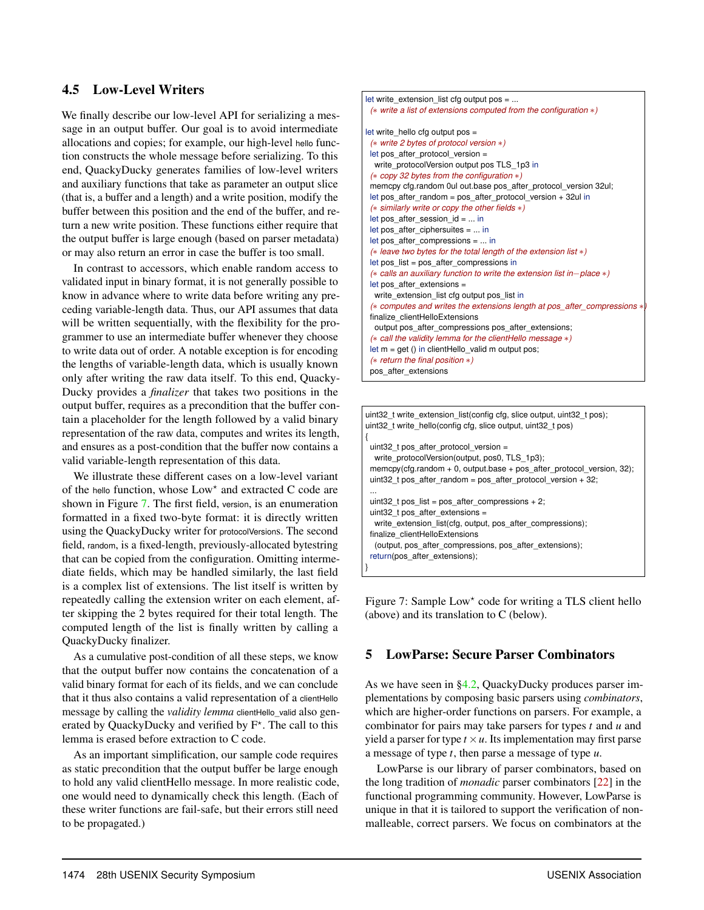## 4.5 Low-Level Writers

We finally describe our low-level API for serializing a message in an output buffer. Our goal is to avoid intermediate allocations and copies; for example, our high-level hello function constructs the whole message before serializing. To this end, QuackyDucky generates families of low-level writers and auxiliary functions that take as parameter an output slice (that is, a buffer and a length) and a write position, modify the buffer between this position and the end of the buffer, and return a new write position. These functions either require that the output buffer is large enough (based on parser metadata) or may also return an error in case the buffer is too small.

In contrast to accessors, which enable random access to validated input in binary format, it is not generally possible to know in advance where to write data before writing any preceding variable-length data. Thus, our API assumes that data will be written sequentially, with the flexibility for the programmer to use an intermediate buffer whenever they choose to write data out of order. A notable exception is for encoding the lengths of variable-length data, which is usually known only after writing the raw data itself. To this end, QuackyDucky provides a *finalizer* that takes two positions in the output buffer, requires as a precondition that the buffer contain a placeholder for the length followed by a valid binary representation of the raw data, computes and writes its length, and ensures as a post-condition that the buffer now contains a valid variable-length representation of this data.

We illustrate these different cases on a low-level variant of the hello function, whose Low* and extracted C code are shown in Figure 7. The first field, version, is an enumeration formatted in a fixed two-byte format: it is directly written using the QuackyDucky writer for protocolVersions. The second field, random, is a fixed-length, previously-allocated bytestring that can be copied from the configuration. Omitting intermediate fields, which may be handled similarly, the last field is a complex list of extensions. The list itself is written by repeatedly calling the extension writer on each element, after skipping the 2 bytes required for their total length. The computed length of the list is finally written by calling a QuackyDucky finalizer.

As a cumulative post-condition of all these steps, we know that the output buffer now contains the concatenation of a valid binary format for each of its fields, and we can conclude that it thus also contains a valid representation of a clientHello message by calling the *validity lemma* clientHello_valid also generated by QuackyDucky and verified by F*. The call to this lemma is erased before extraction to C code.

As an important simplification, our sample code requires as static precondition that the output buffer be large enough to hold any valid clientHello message. In more realistic code, one would need to dynamically check this length. (Each of these writer functions are fail-safe, but their errors still need to be propagated.)

```
let write_extension_list cfg output pos = ...
  (* write a list of extensions computed from the configuration *)

let write_hello cfg output pos =
  (* write 2 bytes of protocol version *)
  let pos_after_protocol_version =
    write_protocolVersion output pos TLS_1p3 in
  (* copy 32 bytes from the configuration *)
  memcpy cfg.random 0ul out.base pos_after_protocol_version 32ul;
  let pos_after_random = pos_after_protocol_version + 32ul in
  (* similarly write or copy the other fields *)
  let pos_after_session_id = ... in
  let pos_after_ciphersuites = ... in
  let pos_after_compressions = ... in
  (* leave two bytes for the total length of the extension list *)
  let pos_list = pos_after_compressions in
  (* calls an auxiliary function to write the extension list in−place *)
  let pos_after_extensions =
    write_extension_list cfg output pos_list in
  (* computes and writes the extensions length at pos_after_compressions *)
  finalize_clientHelloExtensions
    output pos_after_compressions pos_after_extensions;
  (* call the validity lemma for the clientHello message *)
  let m = get () in clientHello_valid m output pos;
  (* return the final position *)
  pos_after_extensions
```

```
uint32_t write_extension_list(config cfg, slice output, uint32_t pos);
uint32_t write_hello(config cfg, slice output, uint32_t pos)
{
  uint32_t pos_after_protocol_version =
    write_protocolVersion(output, pos0, TLS_1p3);
  memcpy(cfg.random + 0, output.base + pos_after_protocol_version, 32);
  uint32_t pos_after_random = pos_after_protocol_version + 32;
  ...
  uint32_t pos_list = pos_after_compressions + 2;
  uint32_t pos_after_extensions =
    write_extension_list(cfg, output, pos_after_compressions);
  finalize_clientHelloExtensions
    (output, pos_after_compressions, pos_after_extensions);
  return(pos_after_extensions);
}
```

Figure 7: Sample Low* code for writing a TLS client hello (above) and its translation to C (below).

# 5 LowParse: Secure Parser Combinators

As we have seen in §4.2, QuackyDucky produces parser implementations by composing basic parsers using *combinators*, which are higher-order functions on parsers. For example, a combinator for pairs may take parsers for types $t$ and $u$ and yield a parser for type $t \times u$. Its implementation may first parse a message of type $t$, then parse a message of type $u$.

LowParse is our library of parser combinators, based on the long tradition of *monadic* parser combinators [22] in the functional programming community. However, LowParse is unique in that it is tailored to support the verification of non-malleable, correct parsers. We focus on combinators at the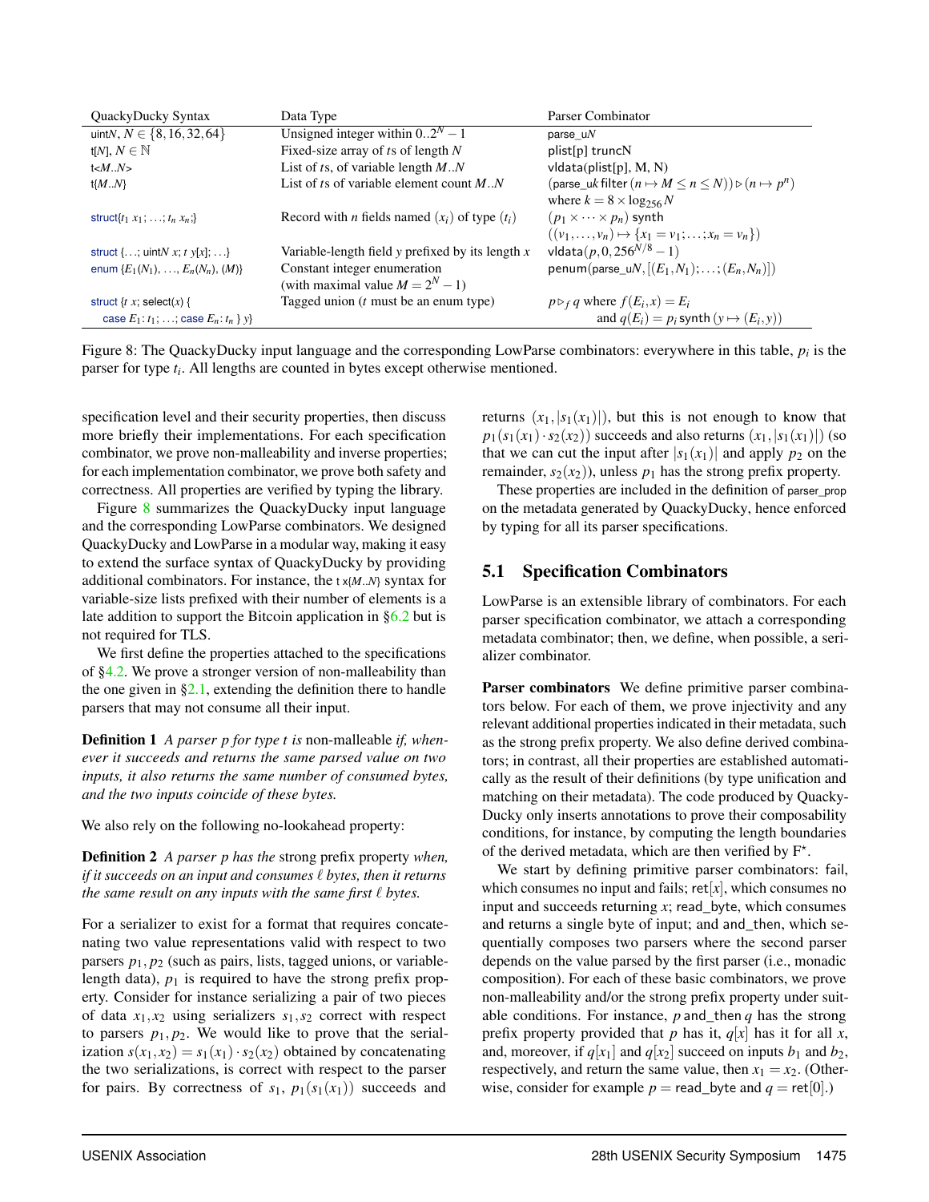| QuackyDuck Syntax | Data Type | Parser Combinator |
|---|---|---|
| uint$N$, $N \in \{8, 16, 32, 64\}$ | Unsigned integer within $0..2^N - 1$ | parse_u$N$ |
| t[$N$], $N \in \mathbb{N}$ | Fixed-size array of $t$s of length $N$ | plist[p] truncN |
| t<$M$..$N$> | List of $t$s, of variable length $M..N$ | vldata(plist[p], M, N) |
| t{$M$..$N$} | List of $t$s of variable element count $M..N$ | (parse_u$k$ filter $(n \mapsto M \leq n \leq N)) \triangleright (n \mapsto p^n)$ where $k = 8 \times \log_{256} N$ |
| struct{$t_1$ $x_1$; ...; $t_n$ $x_n$;} | Record with $n$ fields named $(x_i)$ of type $(t_i)$ | $(p_1 \times \cdots \times p_n)$ synth $((v_1, \ldots, v_n) \mapsto \{x_1 = v_1; \ldots; x_n = v_n\})$ |
| struct {...; uint$N$ $x$; $t$ $y$[$x$]; ...} | Variable-length field $y$ prefixed by its length $x$ | vldata$(p, 0, 256^{N/8} - 1)$ |
| enum {$E_1$($N_1$), ..., $E_n$($N_n$), ($M$)} | Constant integer enumeration (with maximal value $M = 2^N - 1$) | penum(parse_u$N$, $[(E_1, N_1); \ldots; (E_n, N_n)]$) |
| struct {$t$ $x$; select($x$) { case $E_1$: $t_1$; ...; case $E_n$: $t_n$ } $y$} | Tagged union ($t$ must be an enum type) | $p \triangleright_f q$ where $f(E_i, x) = E_i$ and $q(E_i) = p_i$ synth $(y \mapsto (E_i, y))$ |

Figure 8: The QuackyDucky input language and the corresponding LowParse combinators: everywhere in this table, $p_i$ is the parser for type $t_i$. All lengths are counted in bytes except otherwise mentioned.

specification level and their security properties, then discuss more briefly their implementations. For each specification combinator, we prove non-malleability and inverse properties; for each implementation combinator, we prove both safety and correctness. All properties are verified by typing the library.

Figure 8 summarizes the QuackyDucky input language and the corresponding LowParse combinators. We designed QuackyDucky and LowParse in a modular way, making it easy to extend the surface syntax of QuackyDucky by providing additional combinators. For instance, the t x{$M$..$N$} syntax for variable-size lists prefixed with their number of elements is a late addition to support the Bitcoin application in §6.2 but is not required for TLS.

We first define the properties attached to the specifications of §4.2. We prove a stronger version of non-malleability than the one given in §2.1, extending the definition there to handle parsers that may not consume all their input.

**Definition 1** *A parser $p$ for type $t$ is* non-malleable *if, whenever it succeeds and returns the same parsed value on two inputs, it also returns the same number of consumed bytes, and the two inputs coincide of these bytes.*

We also rely on the following no-lookahead property:

**Definition 2** *A parser $p$ has the* strong prefix property *when, if it succeeds on an input and consumes $\ell$ bytes, then it returns the same result on any inputs with the same first $\ell$ bytes.*

For a serializer to exist for a format that requires concatenating two value representations valid with respect to two parsers $p_1, p_2$ (such as pairs, lists, tagged unions, or variable-length data), $p_1$ is required to have the strong prefix property. Consider for instance serializing a pair of two pieces of data $x_1, x_2$ using serializers $s_1, s_2$ correct with respect to parsers $p_1, p_2$. We would like to prove that the serialization $s(x_1, x_2) = s_1(x_1) \cdot s_2(x_2)$ obtained by concatenating the two serializations, is correct with respect to the parser for pairs. By correctness of $s_1$, $p_1(s_1(x_1))$ succeeds and returns $(x_1, |s_1(x_1)|)$, but this is not enough to know that $p_1(s_1(x_1) \cdot s_2(x_2))$ succeeds and also returns $(x_1, |s_1(x_1)|)$ (so that we can cut the input after $|s_1(x_1)|$ and apply $p_2$ on the remainder, $s_2(x_2)$), unless $p_1$ has the strong prefix property.

These properties are included in the definition of parser_prop on the metadata generated by QuackyDucky, hence enforced by typing for all its parser specifications.

## 5.1 Specification Combinators

LowParse is an extensible library of combinators. For each parser specification combinator, we attach a corresponding metadata combinator; then, we define, when possible, a serializer combinator.

**Parser combinators** We define primitive parser combinators below. For each of them, we prove injectivity and any relevant additional properties indicated in their metadata, such as the strong prefix property. We also define derived combinators; in contrast, all their properties are established automatically as the result of their definitions (by type unification and matching on their metadata). The code produced by QuackyDucky only inserts annotations to prove their composability conditions, for instance, by computing the length boundaries of the derived metadata, which are then verified by F*.

We start by defining primitive parser combinators: fail, which consumes no input and fails; ret[$x$], which consumes no input and succeeds returning $x$; read_byte, which consumes and returns a single byte of input; and and_then, which sequentially composes two parsers where the second parser depends on the value parsed by the first parser (i.e., monadic composition). For each of these basic combinators, we prove non-malleability and/or the strong prefix property under suitable conditions. For instance, $p$ and_then $q$ has the strong prefix property provided that $p$ has it, $q[x]$ has it for all $x$, and, moreover, if $q[x_1]$ and $q[x_2]$ succeed on inputs $b_1$ and $b_2$, respectively, and return the same value, then $x_1 = x_2$. (Otherwise, consider for example $p$ = read_byte and $q$ = ret[0].)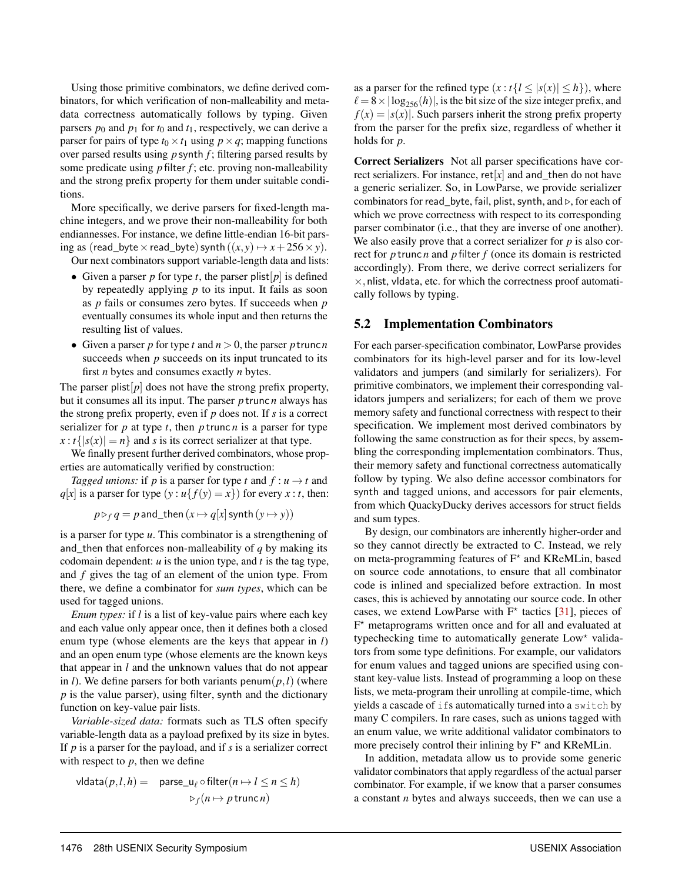Using those primitive combinators, we define derived combinators, for which verification of non-malleability and metadata correctness automatically follows by typing. Given parsers $p_0$ and $p_1$ for $t_0$ and $t_1$, respectively, we can derive a parser for pairs of type $t_0 \times t_1$ using $p \times q$; mapping functions over parsed results using $p\,\mathsf{synth}\,f$; filtering parsed results by some predicate using $p\,\mathsf{filter}\,f$; etc. proving non-malleability and the strong prefix property for them under suitable conditions.

More specifically, we derive parsers for fixed-length machine integers, and we prove their non-malleability for both endiannesses. For instance, we define little-endian 16-bit parsing as $(\mathsf{read\_byte} \times \mathsf{read\_byte})\,\mathsf{synth}\,((x,y) \mapsto x + 256 \times y)$.

Our next combinators support variable-length data and lists:

- Given a parser $p$ for type $t$, the parser $\mathsf{plist}[p]$ is defined by repeatedly applying $p$ to its input. It fails as soon as $p$ fails or consumes zero bytes. If succeeds when $p$ eventually consumes its whole input and then returns the resulting list of values.
- Given a parser $p$ for type $t$ and $n > 0$, the parser $p\,\mathsf{trunc}\,n$ succeeds when $p$ succeeds on its input truncated to its first $n$ bytes and consumes exactly $n$ bytes.

The parser $\mathsf{plist}[p]$ does not have the strong prefix property, but it consumes all its input. The parser $p\,\mathsf{trunc}\,n$ always has the strong prefix property, even if $p$ does not. If $s$ is a correct serializer for $p$ at type $t$, then $p\,\mathsf{trunc}\,n$ is a parser for type $x : t\{|s(x)| = n\}$ and $s$ is its correct serializer at that type.

We finally present further derived combinators, whose properties are automatically verified by construction:

*Tagged unions:* if $p$ is a parser for type $t$ and $f : u \to t$ and $q[x]$ is a parser for type $(y : u\{f(y) = x\})$ for every $x : t$, then:

$$p \triangleright_f q = p\,\mathsf{and\_then}\,(x \mapsto q[x]\,\mathsf{synth}\,(y \mapsto y))$$

is a parser for type $u$. This combinator is a strengthening of and_then that enforces non-malleability of $q$ by making its codomain dependent: $u$ is the union type, and $t$ is the tag type, and $f$ gives the tag of an element of the union type. From there, we define a combinator for *sum types*, which can be used for tagged unions.

*Enum types:* if $l$ is a list of key-value pairs where each key and each value only appear once, then it defines both a closed enum type (whose elements are the keys that appear in $l$) and an open enum type (whose elements are the known keys that appear in $l$ and the unknown values that do not appear in $l$). We define parsers for both variants $\mathsf{penum}(p,l)$ (where $p$ is the value parser), using filter, synth and the dictionary function on key-value pair lists.

*Variable-sized data:* formats such as TLS often specify variable-length data as a payload prefixed by its size in bytes. If $p$ is a parser for the payload, and if $s$ is a serializer correct with respect to $p$, then we define

$$\mathsf{vldata}(p,l,h) = \mathsf{parse\_u}_\ell \circ \mathsf{filter}(n \mapsto l \leq n \leq h) \triangleright_f (n \mapsto p\,\mathsf{trunc}\,n)$$

as a parser for the refined type $(x : t\{l \leq |s(x)| \leq h\})$, where $\ell = 8 \times |\log_{256}(h)|$, is the bit size of the size integer prefix, and $f(x) = |s(x)|$. Such parsers inherit the strong prefix property from the parser for the prefix size, regardless of whether it holds for $p$.

**Correct Serializers** Not all parser specifications have correct serializers. For instance, $\mathsf{ret}[x]$ and and_then do not have a generic serializer. So, in LowParse, we provide serializer combinators for read_byte, fail, plist, synth, and $\triangleright$, for each of which we prove correctness with respect to its corresponding parser combinator (i.e., that they are inverse of one another). We also easily prove that a correct serializer for $p$ is also correct for $p\,\mathsf{trunc}\,n$ and $p\,\mathsf{filter}\,f$ (once its domain is restricted accordingly). From there, we derive correct serializers for $\times$, nlist, vldata, etc. for which the correctness proof automatically follows by typing.

## 5.2 Implementation Combinators

For each parser-specification combinator, LowParse provides combinators for its high-level parser and for its low-level validators and jumpers (and similarly for serializers). For primitive combinators, we implement their corresponding validators jumpers and serializers; for each of them we prove memory safety and functional correctness with respect to their specification. We implement most derived combinators by following the same construction as for their specs, by assembling the corresponding implementation combinators. Thus, their memory safety and functional correctness automatically follow by typing. We also define accessor combinators for synth and tagged unions, and accessors for pair elements, from which QuackyDucky derives accessors for struct fields and sum types.

By design, our combinators are inherently higher-order and so they cannot directly be extracted to C. Instead, we rely on meta-programming features of F$^\star$ and KReMLin, based on source code annotations, to ensure that all combinator code is inlined and specialized before extraction. In most cases, this is achieved by annotating our source code. In other cases, we extend LowParse with F$^\star$ tactics [31], pieces of F$^\star$ metaprograms written once and for all and evaluated at typechecking time to automatically generate Low$^\star$ validators from some type definitions. For example, our validators for enum values and tagged unions are specified using constant key-value lists. Instead of programming a loop on these lists, we meta-program their unrolling at compile-time, which yields a cascade of `if`s automatically turned into a `switch` by many C compilers. In rare cases, such as unions tagged with an enum value, we write additional validator combinators to more precisely control their inlining by F$^\star$ and KReMLin.

In addition, metadata allow us to provide some generic validator combinators that apply regardless of the actual parser combinator. For example, if we know that a parser consumes a constant $n$ bytes and always succeeds, then we can use a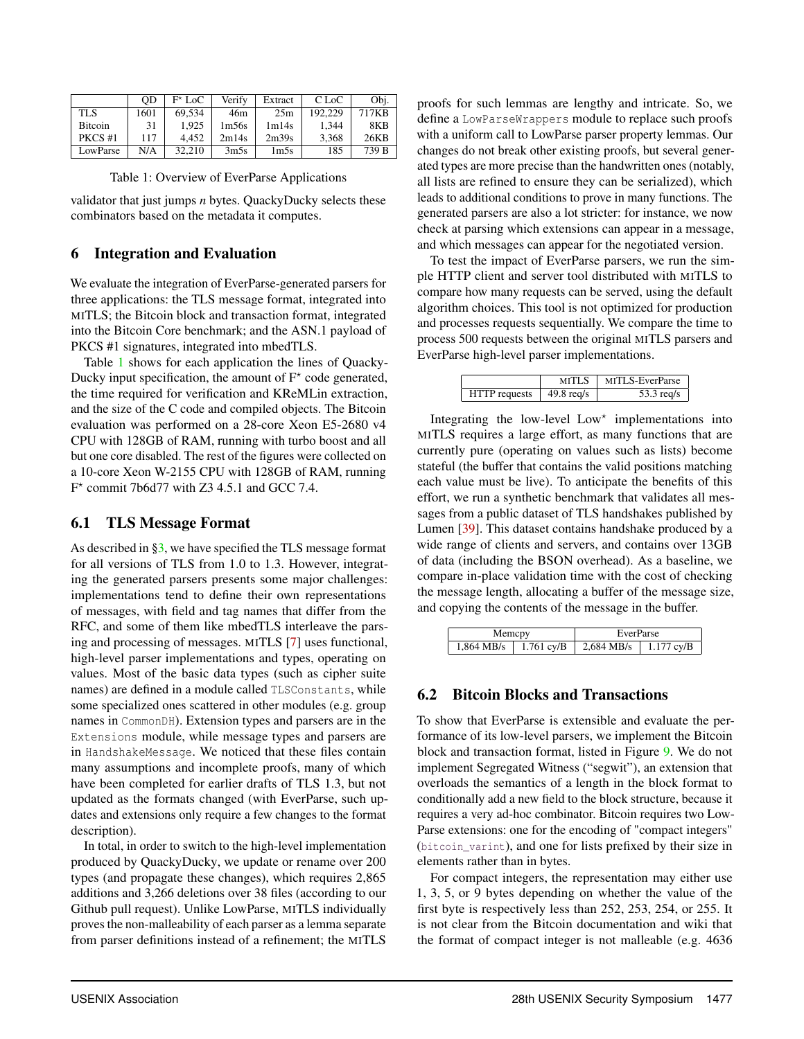|  | QD | F⋆ LoC | Verify | Extract | C LoC | Obj. |
|---|---|---|---|---|---|---|
| TLS | 1601 | 69,534 | 46m | 25m | 192,229 | 717KB |
| Bitcoin | 31 | 1,925 | 1m56s | 1m14s | 1,344 | 8KB |
| PKCS #1 | 117 | 4,452 | 2m14s | 2m39s | 3,368 | 26KB |
| LowParse | N/A | 32,210 | 3m5s | 1m5s | 185 | 739 B |

Table 1: Overview of EverParse Applications

validator that just jumps *n* bytes. QuackyDucky selects these combinators based on the metadata it computes.

# 6 Integration and Evaluation

We evaluate the integration of EverParse-generated parsers for three applications: the TLS message format, integrated into MITLS; the Bitcoin block and transaction format, integrated into the Bitcoin Core benchmark; and the ASN.1 payload of PKCS #1 signatures, integrated into mbedTLS.

Table 1 shows for each application the lines of QuackyDucky input specification, the amount of F⋆ code generated, the time required for verification and KReMLin extraction, and the size of the C code and compiled objects. The Bitcoin evaluation was performed on a 28-core Xeon E5-2680 v4 CPU with 128GB of RAM, running with turbo boost and all but one core disabled. The rest of the figures were collected on a 10-core Xeon W-2155 CPU with 128GB of RAM, running F⋆ commit 7b6d77 with Z3 4.5.1 and GCC 7.4.

## 6.1 TLS Message Format

As described in §3, we have specified the TLS message format for all versions of TLS from 1.0 to 1.3. However, integrating the generated parsers presents some major challenges: implementations tend to define their own representations of messages, with field and tag names that differ from the RFC, and some of them like mbedTLS interleave the parsing and processing of messages. MITLS [7] uses functional, high-level parser implementations and types, operating on values. Most of the basic data types (such as cipher suite names) are defined in a module called `TLSConstants`, while some specialized ones scattered in other modules (e.g. group names in `CommonDH`). Extension types and parsers are in the `Extensions` module, while message types and parsers are in `HandshakeMessage`. We noticed that these files contain many assumptions and incomplete proofs, many of which have been completed for earlier drafts of TLS 1.3, but not updated as the formats changed (with EverParse, such updates and extensions only require a few changes to the format description).

In total, in order to switch to the high-level implementation produced by QuackyDucky, we update or rename over 200 types (and propagate these changes), which requires 2,865 additions and 3,266 deletions over 38 files (according to our Github pull request). Unlike LowParse, MITLS individually proves the non-malleability of each parser as a lemma separate from parser definitions instead of a refinement; the MITLS proofs for such lemmas are lengthy and intricate. So, we define a `LowParseWrappers` module to replace such proofs with a uniform call to LowParse parser property lemmas. Our changes do not break other existing proofs, but several generated types are more precise than the handwritten ones (notably, all lists are refined to ensure they can be serialized), which leads to additional conditions to prove in many functions. The generated parsers are also a lot stricter: for instance, we now check at parsing which extensions can appear in a message, and which messages can appear for the negotiated version.

To test the impact of EverParse parsers, we run the simple HTTP client and server tool distributed with MITLS to compare how many requests can be served, using the default algorithm choices. This tool is not optimized for production and processes requests sequentially. We compare the time to process 500 requests between the original MITLS parsers and EverParse high-level parser implementations.

|  | MITLS | MITLS-EverParse |
|---|---|---|
| HTTP requests | 49.8 req/s | 53.3 req/s |

Integrating the low-level Low⋆ implementations into MITLS requires a large effort, as many functions that are currently pure (operating on values such as lists) become stateful (the buffer that contains the valid positions matching each value must be live). To anticipate the benefits of this effort, we run a synthetic benchmark that validates all messages from a public dataset of TLS handshakes published by Lumen [39]. This dataset contains handshake produced by a wide range of clients and servers, and contains over 13GB of data (including the BSON overhead). As a baseline, we compare in-place validation time with the cost of checking the message length, allocating a buffer of the message size, and copying the contents of the message in the buffer.

| Memcpy | | EverParse | |
|---|---|---|---|
| 1,864 MB/s | 1.761 cy/B | 2,684 MB/s | 1.177 cy/B |

## 6.2 Bitcoin Blocks and Transactions

To show that EverParse is extensible and evaluate the performance of its low-level parsers, we implement the Bitcoin block and transaction format, listed in Figure 9. We do not implement Segregated Witness ("segwit"), an extension that overloads the semantics of a length in the block format to conditionally add a new field to the block structure, because it requires a very ad-hoc combinator. Bitcoin requires two LowParse extensions: one for the encoding of "compact integers" (`bitcoin_varint`), and one for lists prefixed by their size in elements rather than in bytes.

For compact integers, the representation may either use 1, 3, 5, or 9 bytes depending on whether the value of the first byte is respectively less than 252, 253, 254, or 255. It is not clear from the Bitcoin documentation and wiki that the format of compact integer is not malleable (e.g. 4636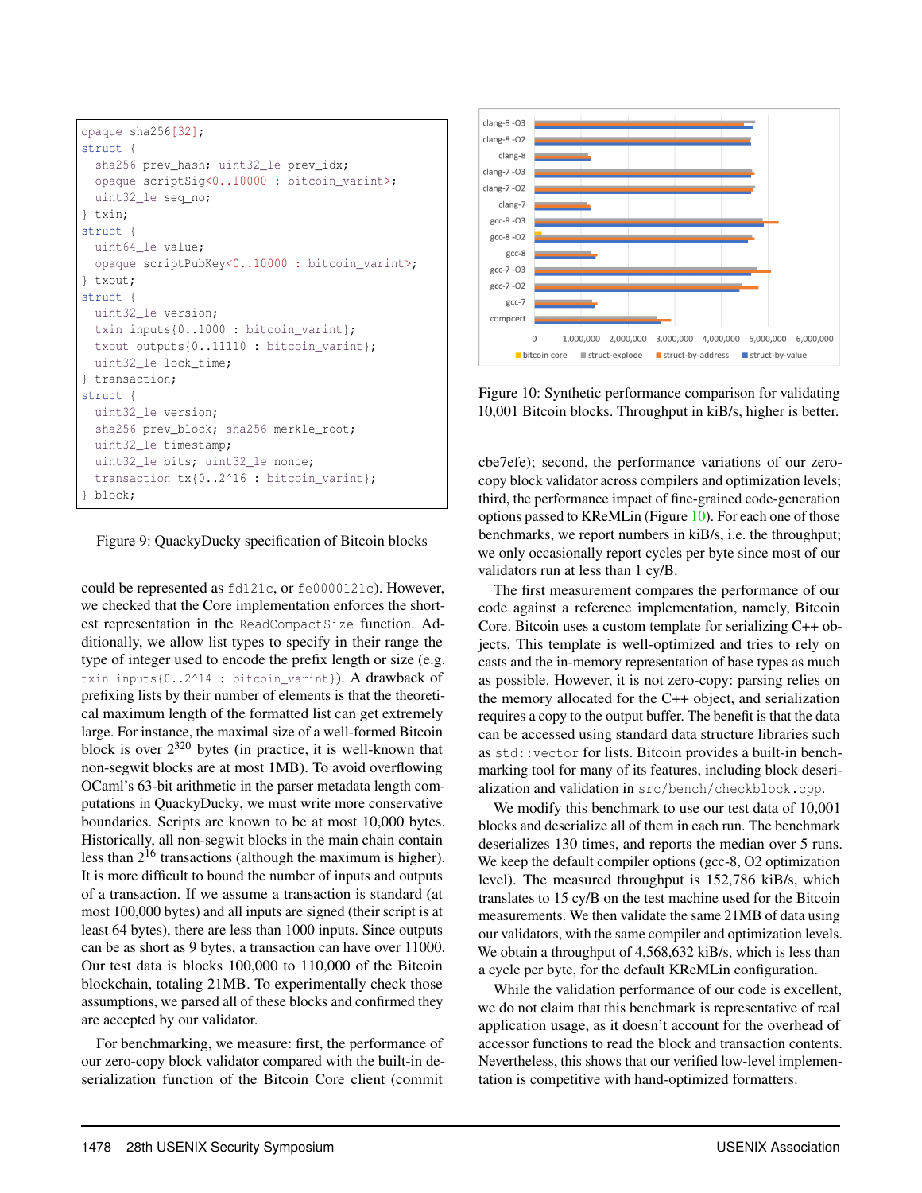```
opaque sha256[32];
struct {
  sha256 prev_hash; uint32_le prev_idx;
  opaque scriptSig<0..10000 : bitcoin_varint>;
  uint32_le seq_no;
} txin;
struct {
  uint64_le value;
  opaque scriptPubKey<0..10000 : bitcoin_varint>;
} txout;
struct {
  uint32_le version;
  txin inputs{0..1000 : bitcoin_varint};
  txout outputs{0..11110 : bitcoin_varint};
  uint32_le lock_time;
} transaction;
struct {
  uint32_le version;
  sha256 prev_block; sha256 merkle_root;
  uint32_le timestamp;
  uint32_le bits; uint32_le nonce;
  transaction tx{0..2^16 : bitcoin_varint};
} block;
```

Figure 9: QuackyDucky specification of Bitcoin blocks

could be represented as `fd121c`, or `fe0000121c`). However, we checked that the Core implementation enforces the shortest representation in the `ReadCompactSize` function. Additionally, we allow list types to specify in their range the type of integer used to encode the prefix length or size (e.g. `txin inputs{0..2^14 : bitcoin_varint}`). A drawback of prefixing lists by their number of elements is that the theoretical maximum length of the formatted list can get extremely large. For instance, the maximal size of a well-formed Bitcoin block is over $2^{320}$ bytes (in practice, it is well-known that non-segwit blocks are at most 1MB). To avoid overflowing OCaml's 63-bit arithmetic in the parser metadata length computations in QuackyDucky, we must write more conservative boundaries. Scripts are known to be at most 10,000 bytes. Historically, all non-segwit blocks in the main chain contain less than $2^{16}$ transactions (although the maximum is higher). It is more difficult to bound the number of inputs and outputs of a transaction. If we assume a transaction is standard (at most 100,000 bytes) and all inputs are signed (their script is at least 64 bytes), there are less than 1000 inputs. Since outputs can be as short as 9 bytes, a transaction can have over 11000. Our test data is blocks 100,000 to 110,000 of the Bitcoin blockchain, totaling 21MB. To experimentally check those assumptions, we parsed all of these blocks and confirmed they are accepted by our validator.

For benchmarking, we measure: first, the performance of our zero-copy block validator compared with the built-in deserialization function of the Bitcoin Core client (commit cbe7efe); second, the performance variations of our zero-copy block validator across compilers and optimization levels; third, the performance impact of fine-grained code-generation options passed to KReMLin (Figure 10). For each one of those benchmarks, we report numbers in kiB/s, i.e. the throughput; we only occasionally report cycles per byte since most of our validators run at less than 1 cy/B.

Figure 10: Synthetic performance comparison for validating 10,001 Bitcoin blocks. Throughput in kiB/s, higher is better.

The first measurement compares the performance of our code against a reference implementation, namely, Bitcoin Core. Bitcoin uses a custom template for serializing C++ objects. This template is well-optimized and tries to rely on casts and the in-memory representation of base types as much as possible. However, it is not zero-copy: parsing relies on the memory allocated for the C++ object, and serialization requires a copy to the output buffer. The benefit is that the data can be accessed using standard data structure libraries such as `std::vector` for lists. Bitcoin provides a built-in benchmarking tool for many of its features, including block deserialization and validation in `src/bench/checkblock.cpp`.

We modify this benchmark to use our test data of 10,001 blocks and deserialize all of them in each run. The benchmark deserializes 130 times, and reports the median over 5 runs. We keep the default compiler options (gcc-8, O2 optimization level). The measured throughput is 152,786 kiB/s, which translates to 15 cy/B on the test machine used for the Bitcoin measurements. We then validate the same 21MB of data using our validators, with the same compiler and optimization levels. We obtain a throughput of 4,568,632 kiB/s, which is less than a cycle per byte, for the default KReMLin configuration.

While the validation performance of our code is excellent, we do not claim that this benchmark is representative of real application usage, as it doesn't account for the overhead of accessor functions to read the block and transaction contents. Nevertheless, this shows that our verified low-level implementation is competitive with hand-optimized formatters.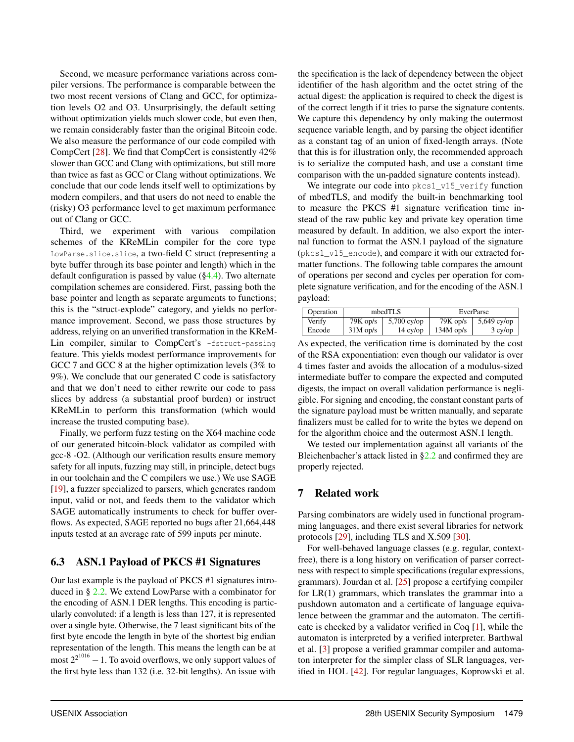Second, we measure performance variations across compiler versions. The performance is comparable between the two most recent versions of Clang and GCC, for optimization levels O2 and O3. Unsurprisingly, the default setting without optimization yields much slower code, but even then, we remain considerably faster than the original Bitcoin code. We also measure the performance of our code compiled with CompCert [28]. We find that CompCert is consistently 42% slower than GCC and Clang with optimizations, but still more than twice as fast as GCC or Clang without optimizations. We conclude that our code lends itself well to optimizations by modern compilers, and that users do not need to enable the (risky) O3 performance level to get maximum performance out of Clang or GCC.

Third, we experiment with various compilation schemes of the KReMLin compiler for the core type `LowParse.slice.slice`, a two-field C struct (representing a byte buffer through its base pointer and length) which in the default configuration is passed by value (§4.4). Two alternate compilation schemes are considered. First, passing both the base pointer and length as separate arguments to functions; this is the "struct-explode" category, and yields no performance improvement. Second, we pass those structures by address, relying on an unverified transformation in the KReMLin compiler, similar to CompCert's `-fstruct-passing` feature. This yields modest performance improvements for GCC 7 and GCC 8 at the higher optimization levels (3% to 9%). We conclude that our generated C code is satisfactory and that we don't need to either rewrite our code to pass slices by address (a substantial proof burden) or instruct KReMLin to perform this transformation (which would increase the trusted computing base).

Finally, we perform fuzz testing on the X64 machine code of our generated bitcoin-block validator as compiled with gcc-8 -O2. (Although our verification results ensure memory safety for all inputs, fuzzing may still, in principle, detect bugs in our toolchain and the C compilers we use.) We use SAGE [19], a fuzzer specialized to parsers, which generates random input, valid or not, and feeds them to the validator which SAGE automatically instruments to check for buffer overflows. As expected, SAGE reported no bugs after 21,664,448 inputs tested at an average rate of 599 inputs per minute.

## 6.3 ASN.1 Payload of PKCS #1 Signatures

Our last example is the payload of PKCS #1 signatures introduced in § 2.2. We extend LowParse with a combinator for the encoding of ASN.1 DER lengths. This encoding is particularly convoluted: if a length is less than 127, it is represented over a single byte. Otherwise, the 7 least significant bits of the first byte encode the length in byte of the shortest big endian representation of the length. This means the length can be at most $2^{2^{1016}} - 1$. To avoid overflows, we only support values of the first byte less than 132 (i.e. 32-bit lengths). An issue with the specification is the lack of dependency between the object identifier of the hash algorithm and the octet string of the actual digest: the application is required to check the digest is of the correct length if it tries to parse the signature contents. We capture this dependency by only making the outermost sequence variable length, and by parsing the object identifier as a constant tag of an union of fixed-length arrays. (Note that this is for illustration only, the recommended approach is to serialize the computed hash, and use a constant time comparison with the un-padded signature contents instead).

We integrate our code into `pkcs1_v15_verify` function of mbedTLS, and modify the built-in benchmarking tool to measure the PKCS #1 signature verification time instead of the raw public key and private key operation time measured by default. In addition, we also export the internal function to format the ASN.1 payload of the signature (`pkcs1_v15_encode`), and compare it with our extracted formatter functions. The following table compares the amount of operations per second and cycles per operation for complete signature verification, and for the encoding of the ASN.1 payload:

| Operation | mbedTLS | | EverParse | |
|---|---|---|---|---|
| Verify | 79K op/s | 5,700 cy/op | 79K op/s | 5,649 cy/op |
| Encode | 31M op/s | 14 cy/op | 134M op/s | 3 cy/op |

As expected, the verification time is dominated by the cost of the RSA exponentiation: even though our validator is over 4 times faster and avoids the allocation of a modulus-sized intermediate buffer to compare the expected and computed digests, the impact on overall validation performance is negligible. For signing and encoding, the constant constant parts of the signature payload must be written manually, and separate finalizers must be called for to write the bytes we depend on for the algorithm choice and the outermost ASN.1 length.

We tested our implementation against all variants of the Bleichenbacher's attack listed in §2.2 and confirmed they are properly rejected.

## 7 Related work

Parsing combinators are widely used in functional programming languages, and there exist several libraries for network protocols [29], including TLS and X.509 [30].

For well-behaved language classes (e.g. regular, context-free), there is a long history on verification of parser correctness with respect to simple specifications (regular expressions, grammars). Jourdan et al. [25] propose a certifying compiler for LR(1) grammars, which translates the grammar into a pushdown automaton and a certificate of language equivalence between the grammar and the automaton. The certificate is checked by a validator verified in Coq [1], while the automaton is interpreted by a verified interpreter. Barthwal et al. [3] propose a verified grammar compiler and automaton interpreter for the simpler class of SLR languages, verified in HOL [42]. For regular languages, Koprowski et al.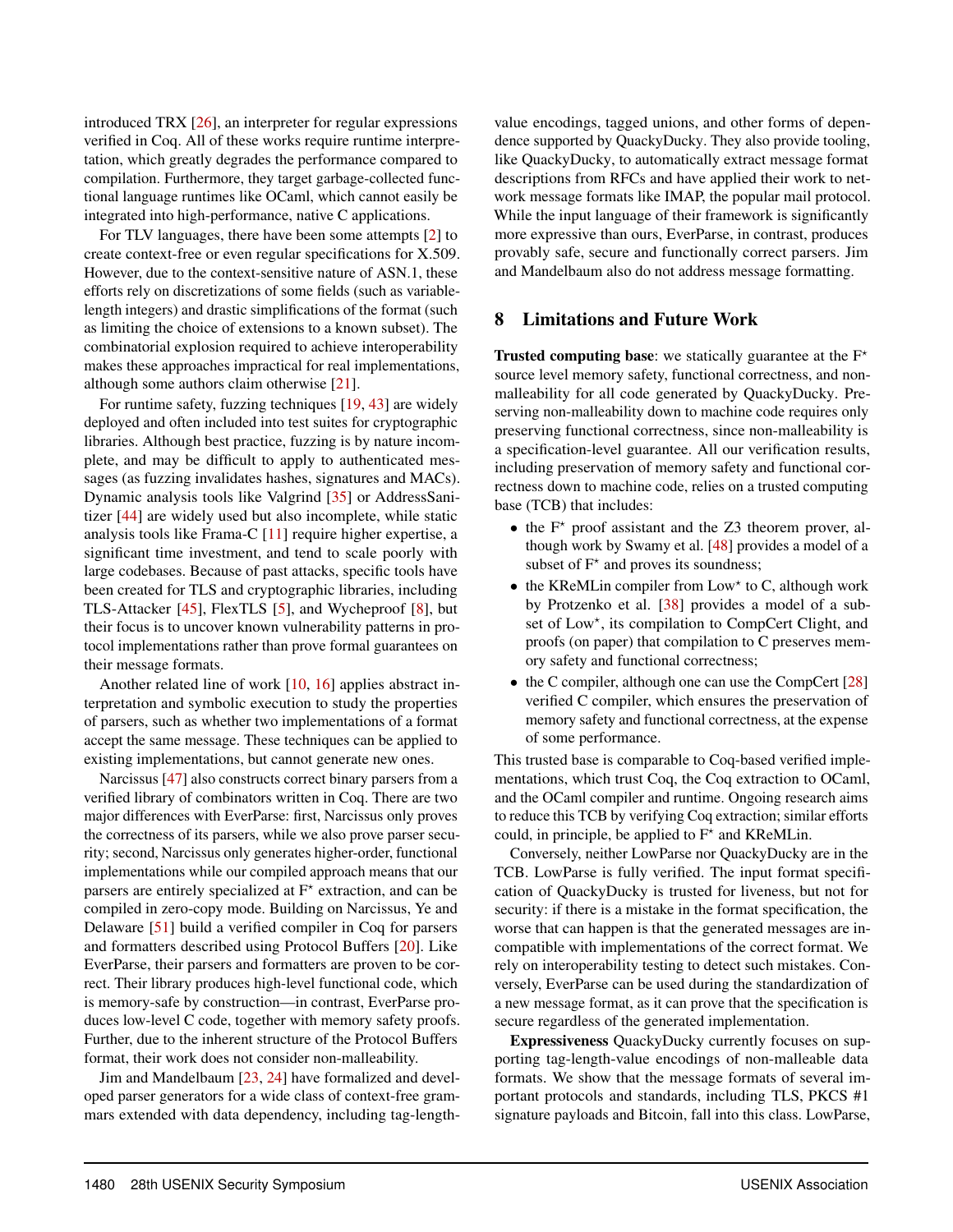introduced TRX [26], an interpreter for regular expressions verified in Coq. All of these works require runtime interpretation, which greatly degrades the performance compared to compilation. Furthermore, they target garbage-collected functional language runtimes like OCaml, which cannot easily be integrated into high-performance, native C applications.

For TLV languages, there have been some attempts [2] to create context-free or even regular specifications for X.509. However, due to the context-sensitive nature of ASN.1, these efforts rely on discretizations of some fields (such as variable-length integers) and drastic simplifications of the format (such as limiting the choice of extensions to a known subset). The combinatorial explosion required to achieve interoperability makes these approaches impractical for real implementations, although some authors claim otherwise [21].

For runtime safety, fuzzing techniques [19, 43] are widely deployed and often included into test suites for cryptographic libraries. Although best practice, fuzzing is by nature incomplete, and may be difficult to apply to authenticated messages (as fuzzing invalidates hashes, signatures and MACs). Dynamic analysis tools like Valgrind [35] or AddressSanitizer [44] are widely used but also incomplete, while static analysis tools like Frama-C [11] require higher expertise, a significant time investment, and tend to scale poorly with large codebases. Because of past attacks, specific tools have been created for TLS and cryptographic libraries, including TLS-Attacker [45], FlexTLS [5], and Wycheproof [8], but their focus is to uncover known vulnerability patterns in protocol implementations rather than prove formal guarantees on their message formats.

Another related line of work [10, 16] applies abstract interpretation and symbolic execution to study the properties of parsers, such as whether two implementations of a format accept the same message. These techniques can be applied to existing implementations, but cannot generate new ones.

Narcissus [47] also constructs correct binary parsers from a verified library of combinators written in Coq. There are two major differences with EverParse: first, Narcissus only proves the correctness of its parsers, while we also prove parser security; second, Narcissus only generates higher-order, functional implementations while our compiled approach means that our parsers are entirely specialized at F* extraction, and can be compiled in zero-copy mode. Building on Narcissus, Ye and Delaware [51] build a verified compiler in Coq for parsers and formatters described using Protocol Buffers [20]. Like EverParse, their parsers and formatters are proven to be correct. Their library produces high-level functional code, which is memory-safe by construction—in contrast, EverParse produces low-level C code, together with memory safety proofs. Further, due to the inherent structure of the Protocol Buffers format, their work does not consider non-malleability.

Jim and Mandelbaum [23, 24] have formalized and developed parser generators for a wide class of context-free grammars extended with data dependency, including tag-length-value encodings, tagged unions, and other forms of dependence supported by QuackyDucky. They also provide tooling, like QuackyDucky, to automatically extract message format descriptions from RFCs and have applied their work to network message formats like IMAP, the popular mail protocol. While the input language of their framework is significantly more expressive than ours, EverParse, in contrast, produces provably safe, secure and functionally correct parsers. Jim and Mandelbaum also do not address message formatting.

## 8 Limitations and Future Work

**Trusted computing base**: we statically guarantee at the F* source level memory safety, functional correctness, and non-malleability for all code generated by QuackyDucky. Preserving non-malleability down to machine code requires only preserving functional correctness, since non-malleability is a specification-level guarantee. All our verification results, including preservation of memory safety and functional correctness down to machine code, relies on a trusted computing base (TCB) that includes:

- the F* proof assistant and the Z3 theorem prover, although work by Swamy et al. [48] provides a model of a subset of F* and proves its soundness;
- the KReMLin compiler from Low* to C, although work by Protzenko et al. [38] provides a model of a subset of Low*, its compilation to CompCert Clight, and proofs (on paper) that compilation to C preserves memory safety and functional correctness;
- the C compiler, although one can use the CompCert [28] verified C compiler, which ensures the preservation of memory safety and functional correctness, at the expense of some performance.

This trusted base is comparable to Coq-based verified implementations, which trust Coq, the Coq extraction to OCaml, and the OCaml compiler and runtime. Ongoing research aims to reduce this TCB by verifying Coq extraction; similar efforts could, in principle, be applied to F* and KReMLin.

Conversely, neither LowParse nor QuackyDucky are in the TCB. LowParse is fully verified. The input format specification of QuackyDucky is trusted for liveness, but not for security: if there is a mistake in the format specification, the worse that can happen is that the generated messages are incompatible with implementations of the correct format. We rely on interoperability testing to detect such mistakes. Conversely, EverParse can be used during the standardization of a new message format, as it can prove that the specification is secure regardless of the generated implementation.

**Expressiveness** QuackyDucky currently focuses on supporting tag-length-value encodings of non-malleable data formats. We show that the message formats of several important protocols and standards, including TLS, PKCS #1 signature payloads and Bitcoin, fall into this class. LowParse,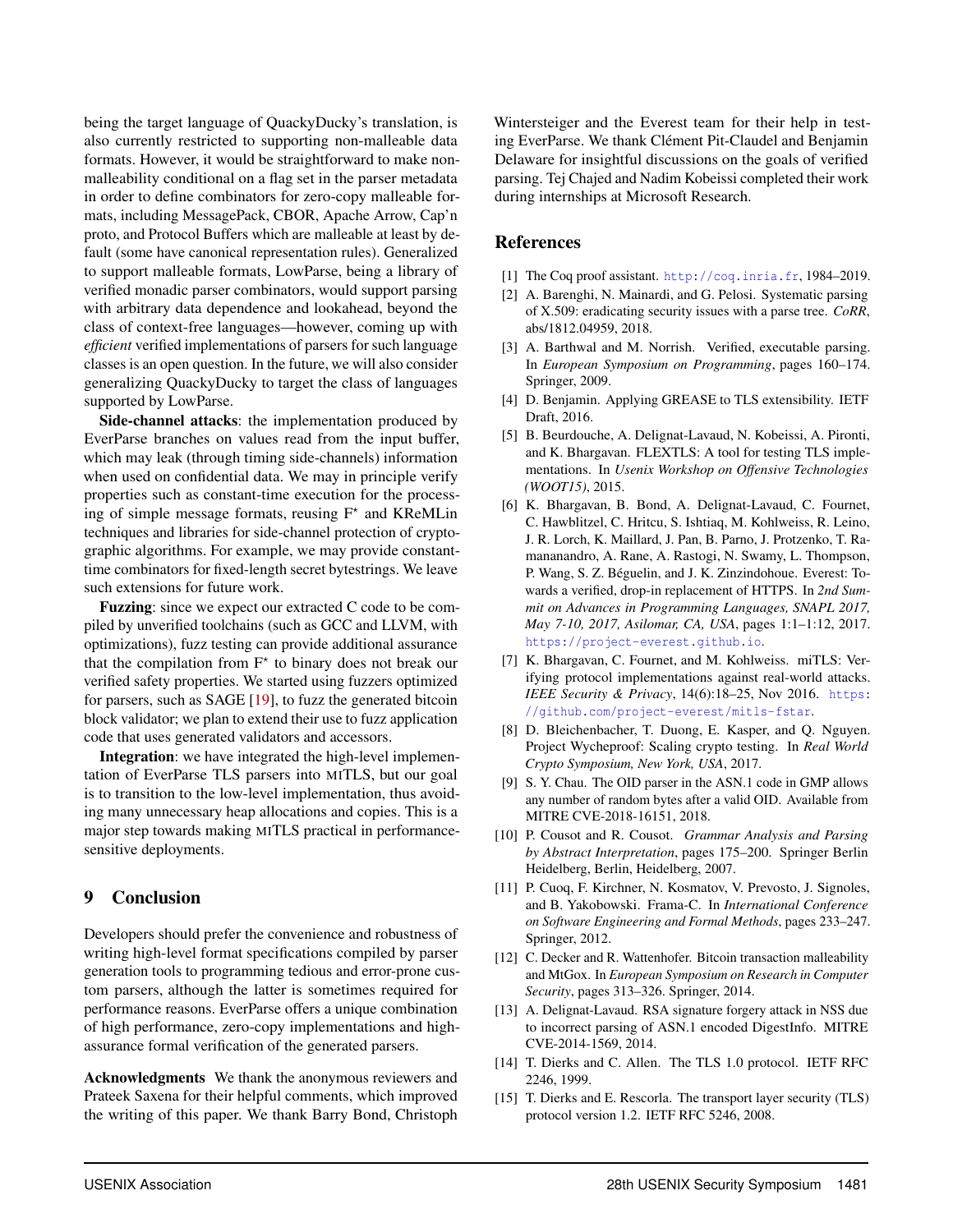being the target language of QuackyDucky's translation, is also currently restricted to supporting non-malleable data formats. However, it would be straightforward to make non-malleability conditional on a flag set in the parser metadata in order to define combinators for zero-copy malleable formats, including MessagePack, CBOR, Apache Arrow, Cap'n proto, and Protocol Buffers which are malleable at least by default (some have canonical representation rules). Generalized to support malleable formats, LowParse, being a library of verified monadic parser combinators, would support parsing with arbitrary data dependence and lookahead, beyond the class of context-free languages—however, coming up with *efficient* verified implementations of parsers for such language classes is an open question. In the future, we will also consider generalizing QuackyDucky to target the class of languages supported by LowParse.

**Side-channel attacks**: the implementation produced by EverParse branches on values read from the input buffer, which may leak (through timing side-channels) information when used on confidential data. We may in principle verify properties such as constant-time execution for the processing of simple message formats, reusing F$^\star$ and KReMLin techniques and libraries for side-channel protection of cryptographic algorithms. For example, we may provide constant-time combinators for fixed-length secret bytestrings. We leave such extensions for future work.

**Fuzzing**: since we expect our extracted C code to be compiled by unverified toolchains (such as GCC and LLVM, with optimizations), fuzz testing can provide additional assurance that the compilation from F$^\star$ to binary does not break our verified safety properties. We started using fuzzers optimized for parsers, such as SAGE [19], to fuzz the generated bitcoin block validator; we plan to extend their use to fuzz application code that uses generated validators and accessors.

**Integration**: we have integrated the high-level implementation of EverParse TLS parsers into MITLS, but our goal is to transition to the low-level implementation, thus avoiding many unnecessary heap allocations and copies. This is a major step towards making MITLS practical in performance-sensitive deployments.

## 9 Conclusion

Developers should prefer the convenience and robustness of writing high-level format specifications compiled by parser generation tools to programming tedious and error-prone custom parsers, although the latter is sometimes required for performance reasons. EverParse offers a unique combination of high performance, zero-copy implementations and high-assurance formal verification of the generated parsers.

**Acknowledgments** We thank the anonymous reviewers and Prateek Saxena for their helpful comments, which improved the writing of this paper. We thank Barry Bond, Christoph Wintersteiger and the Everest team for their help in testing EverParse. We thank Clément Pit-Claudel and Benjamin Delaware for insightful discussions on the goals of verified parsing. Tej Chajed and Nadim Kobeissi completed their work during internships at Microsoft Research.

## References

[1] The Coq proof assistant. http://coq.inria.fr, 1984–2019.

[2] A. Barenghi, N. Mainardi, and G. Pelosi. Systematic parsing of X.509: eradicating security issues with a parse tree. *CoRR*, abs/1812.04959, 2018.

[3] A. Barthwal and M. Norrish. Verified, executable parsing. In *European Symposium on Programming*, pages 160–174. Springer, 2009.

[4] D. Benjamin. Applying GREASE to TLS extensibility. IETF Draft, 2016.

[5] B. Beurdouche, A. Delignat-Lavaud, N. Kobeissi, A. Pironti, and K. Bhargavan. FLEXTLS: A tool for testing TLS implementations. In *Usenix Workshop on Offensive Technologies (WOOT15)*, 2015.

[6] K. Bhargavan, B. Bond, A. Delignat-Lavaud, C. Fournet, C. Hawblitzel, C. Hritcu, S. Ishtiaq, M. Kohlweiss, R. Leino, J. R. Lorch, K. Maillard, J. Pan, B. Parno, J. Protzenko, T. Ramananandro, A. Rane, A. Rastogi, N. Swamy, L. Thompson, P. Wang, S. Z. Béguelin, and J. K. Zinzindohoue. Everest: Towards a verified, drop-in replacement of HTTPS. In *2nd Summit on Advances in Programming Languages, SNAPL 2017, May 7-10, 2017, Asilomar, CA, USA*, pages 1:1–1:12, 2017. https://project-everest.github.io.

[7] K. Bhargavan, C. Fournet, and M. Kohlweiss. miTLS: Verifying protocol implementations against real-world attacks. *IEEE Security & Privacy*, 14(6):18–25, Nov 2016. https://github.com/project-everest/mitls-fstar.

[8] D. Bleichenbacher, T. Duong, E. Kasper, and Q. Nguyen. Project Wycheproof: Scaling crypto testing. In *Real World Crypto Symposium, New York, USA*, 2017.

[9] S. Y. Chau. The OID parser in the ASN.1 code in GMP allows any number of random bytes after a valid OID. Available from MITRE CVE-2018-16151, 2018.

[10] P. Cousot and R. Cousot. *Grammar Analysis and Parsing by Abstract Interpretation*, pages 175–200. Springer Berlin Heidelberg, Berlin, Heidelberg, 2007.

[11] P. Cuoq, F. Kirchner, N. Kosmatov, V. Prevosto, J. Signoles, and B. Yakobowski. Frama-C. In *International Conference on Software Engineering and Formal Methods*, pages 233–247. Springer, 2012.

[12] C. Decker and R. Wattenhofer. Bitcoin transaction malleability and MtGox. In *European Symposium on Research in Computer Security*, pages 313–326. Springer, 2014.

[13] A. Delignat-Lavaud. RSA signature forgery attack in NSS due to incorrect parsing of ASN.1 encoded DigestInfo. MITRE CVE-2014-1569, 2014.

[14] T. Dierks and C. Allen. The TLS 1.0 protocol. IETF RFC 2246, 1999.

[15] T. Dierks and E. Rescorla. The transport layer security (TLS) protocol version 1.2. IETF RFC 5246, 2008.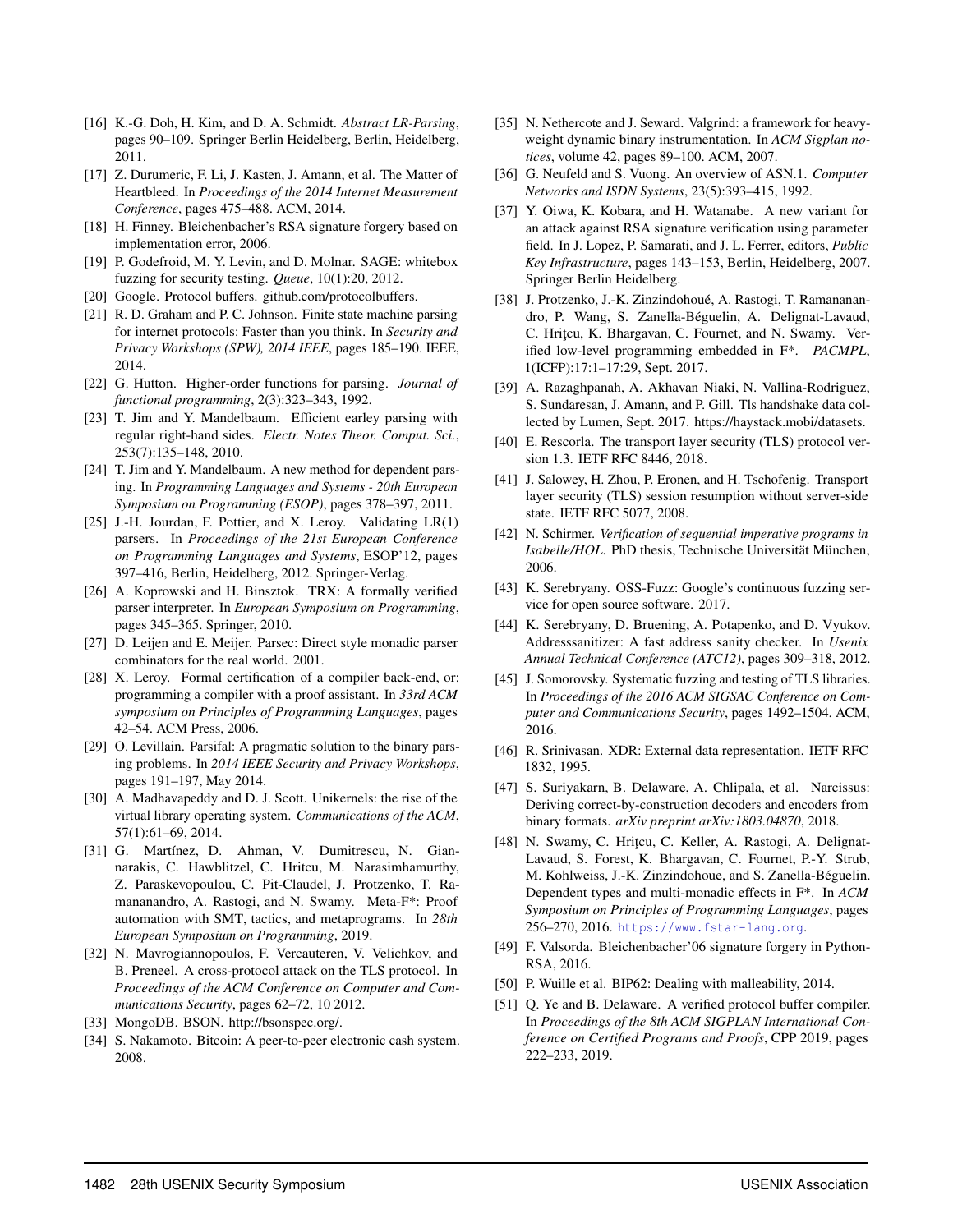[16] K.-G. Doh, H. Kim, and D. A. Schmidt. *Abstract LR-Parsing*, pages 90–109. Springer Berlin Heidelberg, Berlin, Heidelberg, 2011.

[17] Z. Durumeric, F. Li, J. Kasten, J. Amann, et al. The Matter of Heartbleed. In *Proceedings of the 2014 Internet Measurement Conference*, pages 475–488. ACM, 2014.

[18] H. Finney. Bleichenbacher's RSA signature forgery based on implementation error, 2006.

[19] P. Godefroid, M. Y. Levin, and D. Molnar. SAGE: whitebox fuzzing for security testing. *Queue*, 10(1):20, 2012.

[20] Google. Protocol buffers. github.com/protocolbuffers.

[21] R. D. Graham and P. C. Johnson. Finite state machine parsing for internet protocols: Faster than you think. In *Security and Privacy Workshops (SPW), 2014 IEEE*, pages 185–190. IEEE, 2014.

[22] G. Hutton. Higher-order functions for parsing. *Journal of functional programming*, 2(3):323–343, 1992.

[23] T. Jim and Y. Mandelbaum. Efficient earley parsing with regular right-hand sides. *Electr. Notes Theor. Comput. Sci.*, 253(7):135–148, 2010.

[24] T. Jim and Y. Mandelbaum. A new method for dependent parsing. In *Programming Languages and Systems - 20th European Symposium on Programming (ESOP)*, pages 378–397, 2011.

[25] J.-H. Jourdan, F. Pottier, and X. Leroy. Validating LR(1) parsers. In *Proceedings of the 21st European Conference on Programming Languages and Systems*, ESOP'12, pages 397–416, Berlin, Heidelberg, 2012. Springer-Verlag.

[26] A. Koprowski and H. Binsztok. TRX: A formally verified parser interpreter. In *European Symposium on Programming*, pages 345–365. Springer, 2010.

[27] D. Leijen and E. Meijer. Parsec: Direct style monadic parser combinators for the real world. 2001.

[28] X. Leroy. Formal certification of a compiler back-end, or: programming a compiler with a proof assistant. In *33rd ACM symposium on Principles of Programming Languages*, pages 42–54. ACM Press, 2006.

[29] O. Levillain. Parsifal: A pragmatic solution to the binary parsing problems. In *2014 IEEE Security and Privacy Workshops*, pages 191–197, May 2014.

[30] A. Madhavapeddy and D. J. Scott. Unikernels: the rise of the virtual library operating system. *Communications of the ACM*, 57(1):61–69, 2014.

[31] G. Martínez, D. Ahman, V. Dumitrescu, N. Giannarakis, C. Hawblitzel, C. Hritcu, M. Narasimhamurthy, Z. Paraskevopoulou, C. Pit-Claudel, J. Protzenko, T. Ramananandro, A. Rastogi, and N. Swamy. Meta-F*: Proof automation with SMT, tactics, and metaprograms. In *28th European Symposium on Programming*, 2019.

[32] N. Mavrogiannopoulos, F. Vercauteren, V. Velichkov, and B. Preneel. A cross-protocol attack on the TLS protocol. In *Proceedings of the ACM Conference on Computer and Communications Security*, pages 62–72, 10 2012.

[33] MongoDB. BSON. http://bsonspec.org/.

[34] S. Nakamoto. Bitcoin: A peer-to-peer electronic cash system. 2008.

[35] N. Nethercote and J. Seward. Valgrind: a framework for heavyweight dynamic binary instrumentation. In *ACM Sigplan notices*, volume 42, pages 89–100. ACM, 2007.

[36] G. Neufeld and S. Vuong. An overview of ASN.1. *Computer Networks and ISDN Systems*, 23(5):393–415, 1992.

[37] Y. Oiwa, K. Kobara, and H. Watanabe. A new variant for an attack against RSA signature verification using parameter field. In J. Lopez, P. Samarati, and J. L. Ferrer, editors, *Public Key Infrastructure*, pages 143–153, Berlin, Heidelberg, 2007. Springer Berlin Heidelberg.

[38] J. Protzenko, J.-K. Zinzindohoué, A. Rastogi, T. Ramananandro, P. Wang, S. Zanella-Béguelin, A. Delignat-Lavaud, C. Hriţcu, K. Bhargavan, C. Fournet, and N. Swamy. Verified low-level programming embedded in F*. *PACMPL*, 1(ICFP):17:1–17:29, Sept. 2017.

[39] A. Razaghpanah, A. Akhavan Niaki, N. Vallina-Rodriguez, S. Sundaresan, J. Amann, and P. Gill. Tls handshake data collected by Lumen, Sept. 2017. https://haystack.mobi/datasets.

[40] E. Rescorla. The transport layer security (TLS) protocol version 1.3. IETF RFC 8446, 2018.

[41] J. Salowey, H. Zhou, P. Eronen, and H. Tschofenig. Transport layer security (TLS) session resumption without server-side state. IETF RFC 5077, 2008.

[42] N. Schirmer. *Verification of sequential imperative programs in Isabelle/HOL*. PhD thesis, Technische Universität München, 2006.

[43] K. Serebryany. OSS-Fuzz: Google's continuous fuzzing service for open source software. 2017.

[44] K. Serebryany, D. Bruening, A. Potapenko, and D. Vyukov. Addresssanitizer: A fast address sanity checker. In *Usenix Annual Technical Conference (ATC12)*, pages 309–318, 2012.

[45] J. Somorovsky. Systematic fuzzing and testing of TLS libraries. In *Proceedings of the 2016 ACM SIGSAC Conference on Computer and Communications Security*, pages 1492–1504. ACM, 2016.

[46] R. Srinivasan. XDR: External data representation. IETF RFC 1832, 1995.

[47] S. Suriyakarn, B. Delaware, A. Chlipala, et al. Narcissus: Deriving correct-by-construction decoders and encoders from binary formats. *arXiv preprint arXiv:1803.04870*, 2018.

[48] N. Swamy, C. Hriţcu, C. Keller, A. Rastogi, A. Delignat-Lavaud, S. Forest, K. Bhargavan, C. Fournet, P.-Y. Strub, M. Kohlweiss, J.-K. Zinzindohoue, and S. Zanella-Béguelin. Dependent types and multi-monadic effects in F*. In *ACM Symposium on Principles of Programming Languages*, pages 256–270, 2016. https://www.fstar-lang.org.

[49] F. Valsorda. Bleichenbacher'06 signature forgery in Python-RSA, 2016.

[50] P. Wuille et al. BIP62: Dealing with malleability, 2014.

[51] Q. Ye and B. Delaware. A verified protocol buffer compiler. In *Proceedings of the 8th ACM SIGPLAN International Conference on Certified Programs and Proofs*, CPP 2019, pages 222–233, 2019.